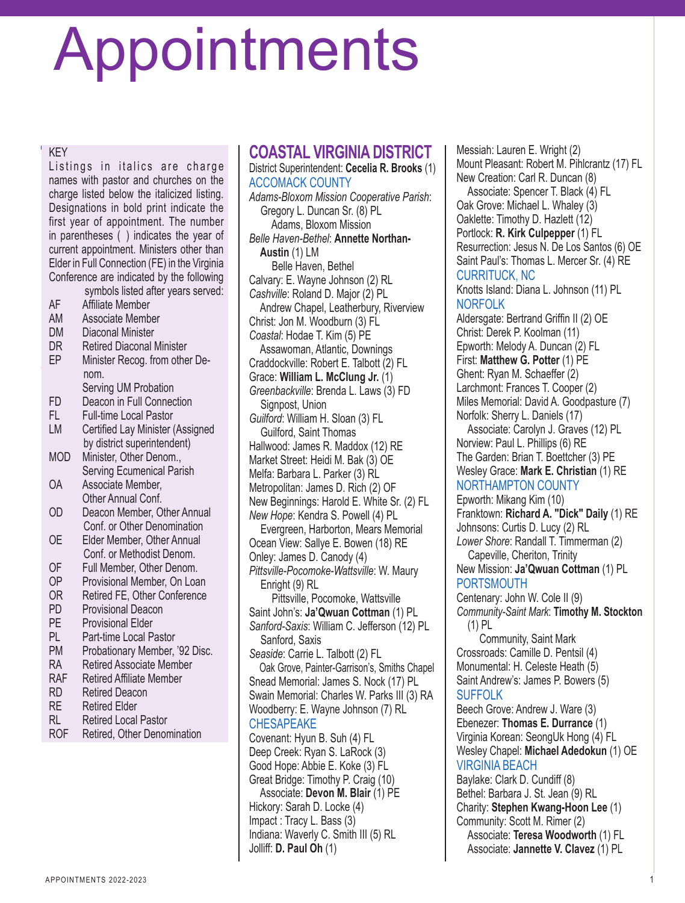# Appointments

KEY

Listings in italics are charge names with pastor and churches on the charge listed below the italicized listing. Designations in bold print indicate the first year of appointment. The number in parentheses ( ) indicates the year of current appointment. Ministers other than Elder in Full Connection (FE) in the Virginia Conference are indicated by the following symbols listed after years served:

| | |
|---|---|
| AF | Affiliate Member |
| AM | Associate Member |
| DM | Diaconal Minister |
| DR | Retired Diaconal Minister |
| EP | Minister Recog. from other Denom. Serving UM Probation |
| FD | Deacon in Full Connection |
| FL | Full-time Local Pastor |
| LM | Certified Lay Minister (Assigned by district superintendent) |
| MOD | Minister, Other Denom., Serving Ecumenical Parish |
| OA | Associate Member, Other Annual Conf. |
| OD | Deacon Member, Other Annual Conf. or Other Denomination |
| OE | Elder Member, Other Annual Conf. or Methodist Denom. |
| OF | Full Member, Other Denom. |
| OP | Provisional Member, On Loan |
| OR | Retired FE, Other Conference |
| PD | Provisional Deacon |
| PE | Provisional Elder |
| PL | Part-time Local Pastor |
| PM | Probationary Member, '92 Disc. |
| RA | Retired Associate Member |
| RAF | Retired Affiliate Member |
| RD | Retired Deacon |
| RE | Retired Elder |
| RL | Retired Local Pastor |
| ROF | Retired, Other Denomination |

## COASTAL VIRGINIA DISTRICT

District Superintendent: **Cecelia R. Brooks** (1)

### ACCOMACK COUNTY

*Adams-Bloxom Mission Cooperative Parish*: Gregory L. Duncan Sr. (8) PL
  Adams, Bloxom Mission
*Belle Haven-Bethel*: **Annette Northan-Austin** (1) LM
  Belle Haven, Bethel
Calvary: E. Wayne Johnson (2) RL
*Cashville*: Roland D. Major (2) PL
  Andrew Chapel, Leatherbury, Riverview
Christ: Jon M. Woodburn (3) FL
*Coastal*: Hodae T. Kim (5) PE
  Assawoman, Atlantic, Downings
Craddockville: Robert E. Talbott (2) FL
Grace: **William L. McClung Jr.** (1)
*Greenbackville*: Brenda L. Laws (3) FD
  Signpost, Union
*Guilford*: William H. Sloan (3) FL
  Guilford, Saint Thomas
Hallwood: James R. Maddox (12) RE
Market Street: Heidi M. Bak (3) OE
Melfa: Barbara L. Parker (3) RL
Metropolitan: James D. Rich (2) OF
New Beginnings: Harold E. White Sr. (2) FL
*New Hope*: Kendra S. Powell (4) PL
  Evergreen, Harborton, Mears Memorial
Ocean View: Sallye E. Bowen (18) RE
Onley: James D. Canody (4)
*Pittsville-Pocomoke-Wattsville*: W. Maury Enright (9) RL
  Pittsville, Pocomoke, Wattsville
Saint John's: **Ja'Qwuan Cottman** (1) PL
*Sanford-Saxis*: William C. Jefferson (12) PL
  Sanford, Saxis
*Seaside*: Carrie L. Talbott (2) FL
  Oak Grove, Painter-Garrison's, Smiths Chapel
Snead Memorial: James S. Nock (17) PL
Swain Memorial: Charles W. Parks III (3) RA
Woodbery: E. Wayne Johnson (7) RL

### CHESAPEAKE

Covenant: Hyun B. Suh (4) FL
Deep Creek: Ryan S. LaRock (3)
Good Hope: Abbie E. Koke (3) FL
Great Bridge: Timothy P. Craig (10)
  Associate: **Devon M. Blair** (1) PE
Hickory: Sarah D. Locke (4)
Impact : Tracy L. Bass (3)
Indiana: Waverly C. Smith III (5) RL
Jolliff: **D. Paul Oh** (1)
Messiah: Lauren E. Wright (2)
Mount Pleasant: Robert M. Pihlcrantz (17) FL
New Creation: Carl R. Duncan (8)
  Associate: Spencer T. Black (4) FL
Oak Grove: Michael L. Whaley (3)
Oaklette: Timothy D. Hazlett (12)
Portlock: **R. Kirk Culpepper** (1) FL
Resurrection: Jesus N. De Los Santos (6) OE
Saint Paul's: Thomas L. Mercer Sr. (4) RE

### CURRITUCK, NC

Knotts Island: Diana L. Johnson (11) PL

### NORFOLK

Aldersgate: Bertrand Griffin II (2) OE
Christ: Derek P. Koolman (11)
Epworth: Melody A. Duncan (2) FL
First: **Matthew G. Potter** (1) PE
Ghent: Ryan M. Schaeffer (2)
Larchmont: Frances T. Cooper (2)
Miles Memorial: David A. Goodpasture (7)
Norfolk: Sherry L. Daniels (17)
  Associate: Carolyn J. Graves (12) PL
Norview: Paul L. Phillips (6) RE
The Garden: Brian T. Boettcher (3) PE
Wesley Grace: **Mark E. Christian** (1) RE

### NORTHAMPTON COUNTY

Epworth: Mikang Kim (10)
Franktown: **Richard A. "Dick" Daily** (1) RE
Johnsons: Curtis D. Lucy (2) RL
*Lower Shore*: Randall T. Timmerman (2)
  Capeville, Cheriton, Trinity
New Mission: **Ja'Qwuan Cottman** (1) PL

### PORTSMOUTH

Centenary: John W. Cole II (9)
*Community-Saint Mark*: **Timothy M. Stockton** (1) PL
  Community, Saint Mark
Crossroads: Camille D. Pentsil (4)
Monumental: H. Celeste Heath (5)
Saint Andrew's: James P. Bowers (5)

### SUFFOLK

Beech Grove: Andrew J. Ware (3)
Ebenezer: **Thomas E. Durrance** (1)
Virginia Korean: SeongUk Hong (4) FL
Wesley Chapel: **Michael Adedokun** (1) OE

### VIRGINIA BEACH

Baylake: Clark D. Cundiff (8)
Bethel: Barbara J. St. Jean (9) RL
Charity: **Stephen Kwang-Hoon Lee** (1)
Community: Scott M. Rimer (2)
  Associate: **Teresa Woodworth** (1) FL
  Associate: **Jannette V. Clavez** (1) PL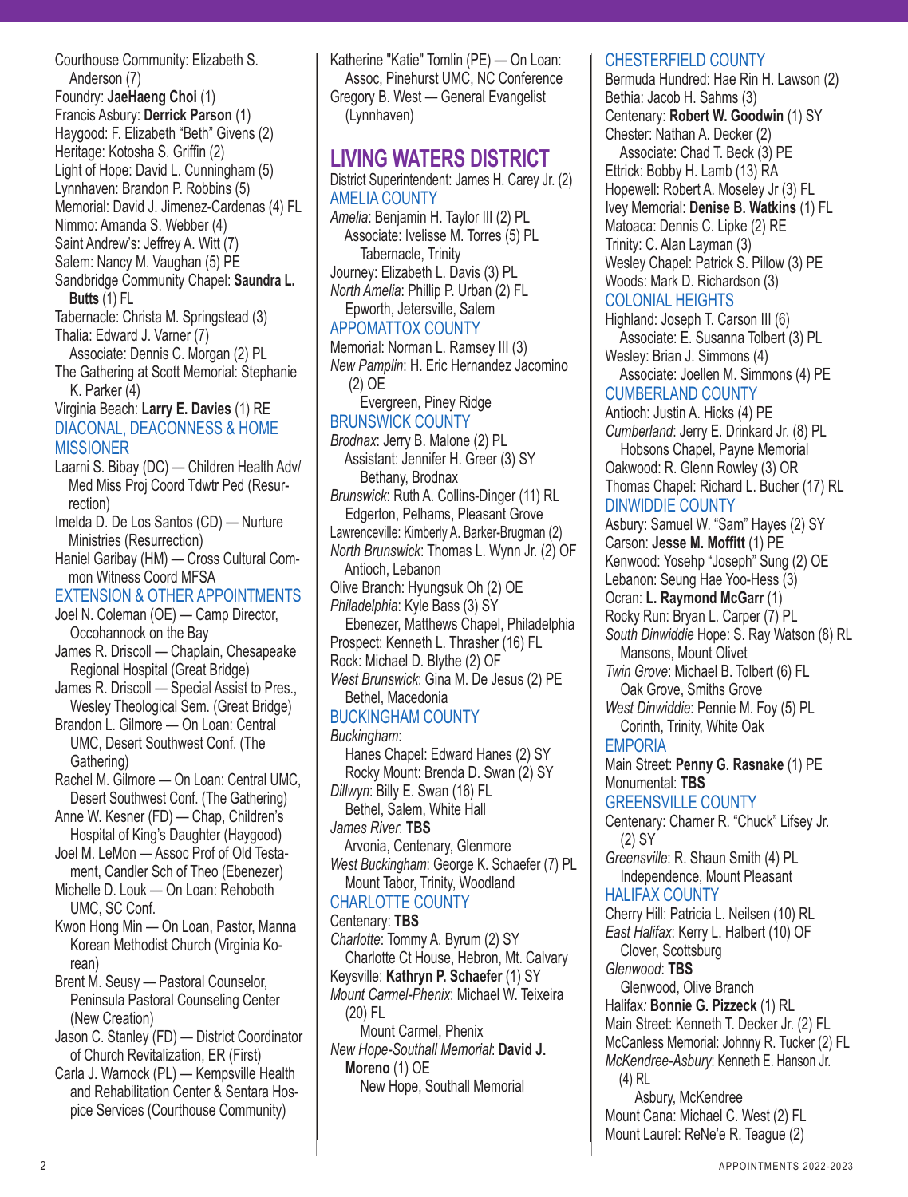Courthouse Community: Elizabeth S. Anderson (7)
Foundry: **JaeHaeng Choi** (1)
Francis Asbury: **Derrick Parson** (1)
Haygood: F. Elizabeth "Beth" Givens (2)
Heritage: Kotosha S. Griffin (2)
Light of Hope: David L. Cunningham (5)
Lynnhaven: Brandon P. Robbins (5)
Memorial: David J. Jimenez-Cardenas (4) FL
Nimmo: Amanda S. Webber (4)
Saint Andrew's: Jeffrey A. Witt (7)
Salem: Nancy M. Vaughan (5) PE
Sandbridge Community Chapel: **Saundra L. Butts** (1) FL
Tabernacle: Christa M. Springstead (3)
Thalia: Edward J. Varner (7)
Associate: Dennis C. Morgan (2) PL
The Gathering at Scott Memorial: Stephanie K. Parker (4)
Virginia Beach: **Larry E. Davies** (1) RE

### DIACONAL, DEACONESS & HOME MISSIONER

Laarni S. Bibay (DC) — Children Health Adv/Med Miss Proj Coord Tdwtr Ped (Resurrection)
Imelda D. De Los Santos (CD) — Nurture Ministries (Resurrection)
Haniel Garibay (HM) — Cross Cultural Common Witness Coord MFSA

### EXTENSION & OTHER APPOINTMENTS

Joel N. Coleman (OE) — Camp Director, Occohannock on the Bay
James R. Driscoll — Chaplain, Chesapeake Regional Hospital (Great Bridge)
James R. Driscoll — Special Assist to Pres., Wesley Theological Sem. (Great Bridge)
Brandon L. Gilmore — On Loan: Central UMC, Desert Southwest Conf. (The Gathering)
Rachel M. Gilmore — On Loan: Central UMC, Desert Southwest Conf. (The Gathering)
Anne W. Kesner (FD) — Chap, Children's Hospital of King's Daughter (Haygood)
Joel M. LeMon — Assoc Prof of Old Testament, Candler Sch of Theo (Ebenezer)
Michelle D. Louk — On Loan: Rehoboth UMC, SC Conf.
Kwon Hong Min — On Loan, Pastor, Manna Korean Methodist Church (Virginia Korean)
Brent M. Seusy — Pastoral Counselor, Peninsula Pastoral Counseling Center (New Creation)
Jason C. Stanley (FD) — District Coordinator of Church Revitalization, ER (First)
Carla J. Warnock (PL) — Kempsville Health and Rehabilitation Center & Sentara Hospice Services (Courthouse Community)
Katherine "Katie" Tomlin (PE) — On Loan: Assoc, Pinehurst UMC, NC Conference
Gregory B. West — General Evangelist (Lynnhaven)

## LIVING WATERS DISTRICT

District Superintendent: James H. Carey Jr. (2)

### AMELIA COUNTY

*Amelia*: Benjamin H. Taylor III (2) PL
Associate: Ivelisse M. Torres (5) PL
Tabernacle, Trinity
Journey: Elizabeth L. Davis (3) PL
*North Amelia*: Phillip P. Urban (2) FL
Epworth, Jetersville, Salem

### APPOMATTOX COUNTY

Memorial: Norman L. Ramsey III (3)
*New Pamplin*: H. Eric Hernandez Jacomino (2) OE
Evergreen, Piney Ridge

### BRUNSWICK COUNTY

*Brodnax*: Jerry B. Malone (2) PL
Assistant: Jennifer H. Greer (3) SY
Bethany, Brodnax
*Brunswick*: Ruth A. Collins-Dinger (11) RL
Edgerton, Pelhams, Pleasant Grove
Lawrenceville: Kimberly A. Barker-Brugman (2)
*North Brunswick*: Thomas L. Wynn Jr. (2) OF
Antioch, Lebanon
Olive Branch: Hyungsuk Oh (2) OE
*Philadelphia*: Kyle Bass (3) SY
Ebenezer, Matthews Chapel, Philadelphia
Prospect: Kenneth L. Thrasher (16) FL
Rock: Michael D. Blythe (2) OF
*West Brunswick*: Gina M. De Jesus (2) PE
Bethel, Macedonia

### BUCKINGHAM COUNTY

*Buckingham*:
Hanes Chapel: Edward Hanes (2) SY
Rocky Mount: Brenda D. Swan (2) SY
*Dillwyn*: Billy E. Swan (16) FL
Bethel, Salem, White Hall
*James River*: **TBS**
Arvonia, Centenary, Glenmore
*West Buckingham*: George K. Schaefer (7) PL
Mount Tabor, Trinity, Woodland

### CHARLOTTE COUNTY

Centenary: **TBS**
*Charlotte*: Tommy A. Byrum (2) SY
Charlotte Ct House, Hebron, Mt. Calvary
Keysville: **Kathryn P. Schaefer** (1) SY
*Mount Carmel-Phenix*: Michael W. Teixeira (20) FL
Mount Carmel, Phenix
*New Hope-Southall Memorial*: **David J. Moreno** (1) OE
New Hope, Southall Memorial

### CHESTERFIELD COUNTY

Bermuda Hundred: Hae Rin H. Lawson (2)
Bethia: Jacob H. Sahms (3)
Centenary: **Robert W. Goodwin** (1) SY
Chester: Nathan A. Decker (2)
Associate: Chad T. Beck (3) PE
Ettrick: Bobby H. Lamb (13) RA
Hopewell: Robert A. Moseley Jr (3) FL
Ivey Memorial: **Denise B. Watkins** (1) FL
Matoaca: Dennis C. Lipke (2) RE
Trinity: C. Alan Layman (3)
Wesley Chapel: Patrick S. Pillow (3) PE
Woods: Mark D. Richardson (3)

### COLONIAL HEIGHTS

Highland: Joseph T. Carson III (6)
Associate: E. Susanna Tolbert (3) PL
Wesley: Brian J. Simmons (4)
Associate: Joellen M. Simmons (4) PE

### CUMBERLAND COUNTY

Antioch: Justin A. Hicks (4) PE
*Cumberland*: Jerry E. Drinkard Jr. (8) PL
Hobsons Chapel, Payne Memorial
Oakwood: R. Glenn Rowley (3) OR
Thomas Chapel: Richard L. Bucher (17) RL

### DINWIDDIE COUNTY

Asbury: Samuel W. "Sam" Hayes (2) SY
Carson: **Jesse M. Moffitt** (1) PE
Kenwood: Yosehp "Joseph" Sung (2) OE
Lebanon: Seung Hae Yoo-Hess (3)
Ocran: **L. Raymond McGarr** (1)
Rocky Run: Bryan L. Carper (7) PL
*South Dinwiddie* Hope: S. Ray Watson (8) RL
Mansons, Mount Olivet
*Twin Grove*: Michael B. Tolbert (6) FL
Oak Grove, Smiths Grove
*West Dinwiddie*: Pennie M. Foy (5) PL
Corinth, Trinity, White Oak

### EMPORIA

Main Street: **Penny G. Rasnake** (1) PE
Monumental: **TBS**

### GREENSVILLE COUNTY

Centenary: Charner R. "Chuck" Lifsey Jr. (2) SY
*Greensville*: R. Shaun Smith (4) PL
Independence, Mount Pleasant

### HALIFAX COUNTY

Cherry Hill: Patricia L. Neilsen (10) RL
*East Halifax*: Kerry L. Halbert (10) OF
Clover, Scottsburg
*Glenwood*: **TBS**
Glenwood, Olive Branch
Halifax: **Bonnie G. Pizzeck** (1) RL
Main Street: Kenneth T. Decker Jr. (2) FL
McCanless Memorial: Johnny R. Tucker (2) FL
*McKendree-Asbury*: Kenneth E. Hanson Jr. (4) RL
Asbury, McKendree
Mount Cana: Michael C. West (2) FL
Mount Laurel: ReNe'e R. Teague (2)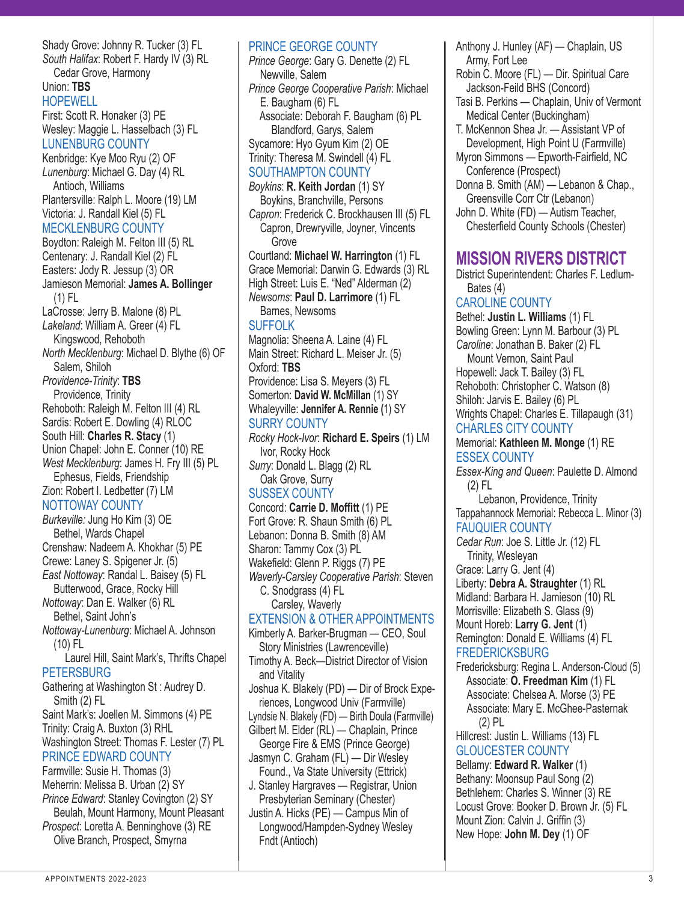Shady Grove: Johnny R. Tucker (3) FL
*South Halifax*: Robert F. Hardy IV (3) RL
Cedar Grove, Harmony
Union: **TBS**

### HOPEWELL

First: Scott R. Honaker (3) PE
Wesley: Maggie L. Hasselbach (3) FL

### LUNENBURG COUNTY

Kenbridge: Kye Moo Ryu (2) OF
*Lunenburg*: Michael G. Day (4) RL
Antioch, Williams
Plantersville: Ralph L. Moore (19) LM
Victoria: J. Randall Kiel (5) FL

### MECKLENBURG COUNTY

Boydton: Raleigh M. Felton III (5) RL
Centenary: J. Randall Kiel (2) FL
Easters: Jody R. Jessup (3) OR
Jamieson Memorial: **James A. Bollinger** (1) FL
LaCrosse: Jerry B. Malone (8) PL
*Lakeland*: William A. Greer (4) FL
Kingswood, Rehoboth
*North Mecklenburg*: Michael D. Blythe (6) OF
Salem, Shiloh
*Providence-Trinity*: **TBS**
Providence, Trinity
Rehoboth: Raleigh M. Felton III (4) RL
Sardis: Robert E. Dowling (4) RLOC
South Hill: **Charles R. Stacy** (1)
Union Chapel: John E. Conner (10) RE
*West Mecklenburg*: James H. Fry III (5) PL
Ephesus, Fields, Friendship
Zion: Robert I. Ledbetter (7) LM

### NOTTOWAY COUNTY

*Burkeville:* Jung Ho Kim (3) OE
Bethel, Wards Chapel
Crenshaw: Nadeem A. Khokhar (5) PE
Crewe: Laney S. Spigener Jr. (5)
*East Nottoway*: Randal L. Baisey (5) FL
Butterwood, Grace, Rocky Hill
*Nottoway*: Dan E. Walker (6) RL
Bethel, Saint John's
*Nottoway-Lunenburg*: Michael A. Johnson (10) FL
Laurel Hill, Saint Mark's, Thrifts Chapel

### PETERSBURG

Gathering at Washington St : Audrey D. Smith (2) FL
Saint Mark's: Joellen M. Simmons (4) PE
Trinity: Craig A. Buxton (3) RHL
Washington Street: Thomas F. Lester (7) PL

### PRINCE EDWARD COUNTY

Farmville: Susie H. Thomas (3)
Meherrin: Melissa B. Urban (2) SY
*Prince Edward*: Stanley Covington (2) SY
Beulah, Mount Harmony, Mount Pleasant
*Prospect*: Loretta A. Benninghove (3) RE
Olive Branch, Prospect, Smyrna

### PRINCE GEORGE COUNTY

*Prince George*: Gary G. Denette (2) FL
Newville, Salem
*Prince George Cooperative Parish*: Michael E. Baugham (6) FL
Associate: Deborah F. Baugham (6) PL
Blandford, Garys, Salem
Sycamore: Hyo Gyum Kim (2) OE
Trinity: Theresa M. Swindell (4) FL

### SOUTHAMPTON COUNTY

*Boykins*: **R. Keith Jordan** (1) SY
Boykins, Branchville, Persons
*Capron*: Frederick C. Brockhausen III (5) FL
Capron, Drewryville, Joyner, Vincents Grove
Courtland: **Michael W. Harrington** (1) FL
Grace Memorial: Darwin G. Edwards (3) RL
High Street: Luis E. "Ned" Alderman (2)
*Newsoms*: **Paul D. Larrimore** (1) FL
Barnes, Newsoms

### SUFFOLK

Magnolia: Sheena A. Laine (4) FL
Main Street: Richard L. Meiser Jr. (5)
Oxford: **TBS**
Providence: Lisa S. Meyers (3) FL
Somerton: **David W. McMillan** (1) SY
Whaleyville: **Jennifer A. Rennie (**1) SY

### SURRY COUNTY

*Rocky Hock-Ivor*: **Richard E. Speirs** (1) LM
Ivor, Rocky Hock
*Surry*: Donald L. Blagg (2) RL
Oak Grove, Surry

### SUSSEX COUNTY

Concord: **Carrie D. Moffitt** (1) PE
Fort Grove: R. Shaun Smith (6) PL
Lebanon: Donna B. Smith (8) AM
Sharon: Tammy Cox (3) PL
Wakefield: Glenn P. Riggs (7) PE
*Waverly-Carsley Cooperative Parish*: Steven C. Snodgrass (4) FL
Carsley, Waverly

### EXTENSION & OTHER APPOINTMENTS

Kimberly A. Barker-Brugman — CEO, Soul Story Ministries (Lawrenceville)
Timothy A. Beck—District Director of Vision and Vitality
Joshua K. Blakely (PD) — Dir of Brock Experiences, Longwood Univ (Farmville)
Lyndsie N. Blakely (FD) — Birth Doula (Farmville)
Gilbert M. Elder (RL) — Chaplain, Prince George Fire & EMS (Prince George)
Jasmyn C. Graham (FL) — Dir Wesley Found., Va State University (Ettrick)
J. Stanley Hargraves — Registrar, Union Presbyterian Seminary (Chester)
Justin A. Hicks (PE) — Campus Min of Longwood/Hampden-Sydney Wesley Fndt (Antioch)
Anthony J. Hunley (AF) — Chaplain, US Army, Fort Lee
Robin C. Moore (FL) — Dir. Spiritual Care Jackson-Feild BHS (Concord)
Tasi B. Perkins — Chaplain, Univ of Vermont Medical Center (Buckingham)
T. McKennon Shea Jr. — Assistant VP of Development, High Point U (Farmville)
Myron Simmons — Epworth-Fairfield, NC Conference (Prospect)
Donna B. Smith (AM) — Lebanon & Chap., Greensville Corr Ctr (Lebanon)
John D. White (FD) — Autism Teacher, Chesterfield County Schools (Chester)

## MISSION RIVERS DISTRICT

District Superintendent: Charles F. Ledlum-Bates (4)

### CAROLINE COUNTY

Bethel: **Justin L. Williams** (1) FL
Bowling Green: Lynn M. Barbour (3) PL
*Caroline*: Jonathan B. Baker (2) FL
Mount Vernon, Saint Paul
Hopewell: Jack T. Bailey (3) FL
Rehoboth: Christopher C. Watson (8)
Shiloh: Jarvis E. Bailey (6) PL
Wrights Chapel: Charles E. Tillapaugh (31)

### CHARLES CITY COUNTY

Memorial: **Kathleen M. Monge** (1) RE

### ESSEX COUNTY

*Essex-King and Queen*: Paulette D. Almond (2) FL
Lebanon, Providence, Trinity
Tappahannock Memorial: Rebecca L. Minor (3)

### FAUQUIER COUNTY

*Cedar Run*: Joe S. Little Jr. (12) FL
Trinity, Wesleyan
Grace: Larry G. Jent (4)
Liberty: **Debra A. Straughter** (1) RL
Midland: Barbara H. Jamieson (10) RL
Morrisville: Elizabeth S. Glass (9)
Mount Horeb: **Larry G. Jent** (1)
Remington: Donald E. Williams (4) FL

### FREDERICKSBURG

Fredericksburg: Regina L. Anderson-Cloud (5)
Associate: **O. Freedman Kim** (1) FL
Associate: Chelsea A. Morse (3) PE
Associate: Mary E. McGhee-Pasternak (2) PL
Hillcrest: Justin L. Williams (13) FL

### GLOUCESTER COUNTY

Bellamy: **Edward R. Walker** (1)
Bethany: Moonsup Paul Song (2)
Bethlehem: Charles S. Winner (3) RE
Locust Grove: Booker D. Brown Jr. (5) FL
Mount Zion: Calvin J. Griffin (3)
New Hope: **John M. Dey** (1) OF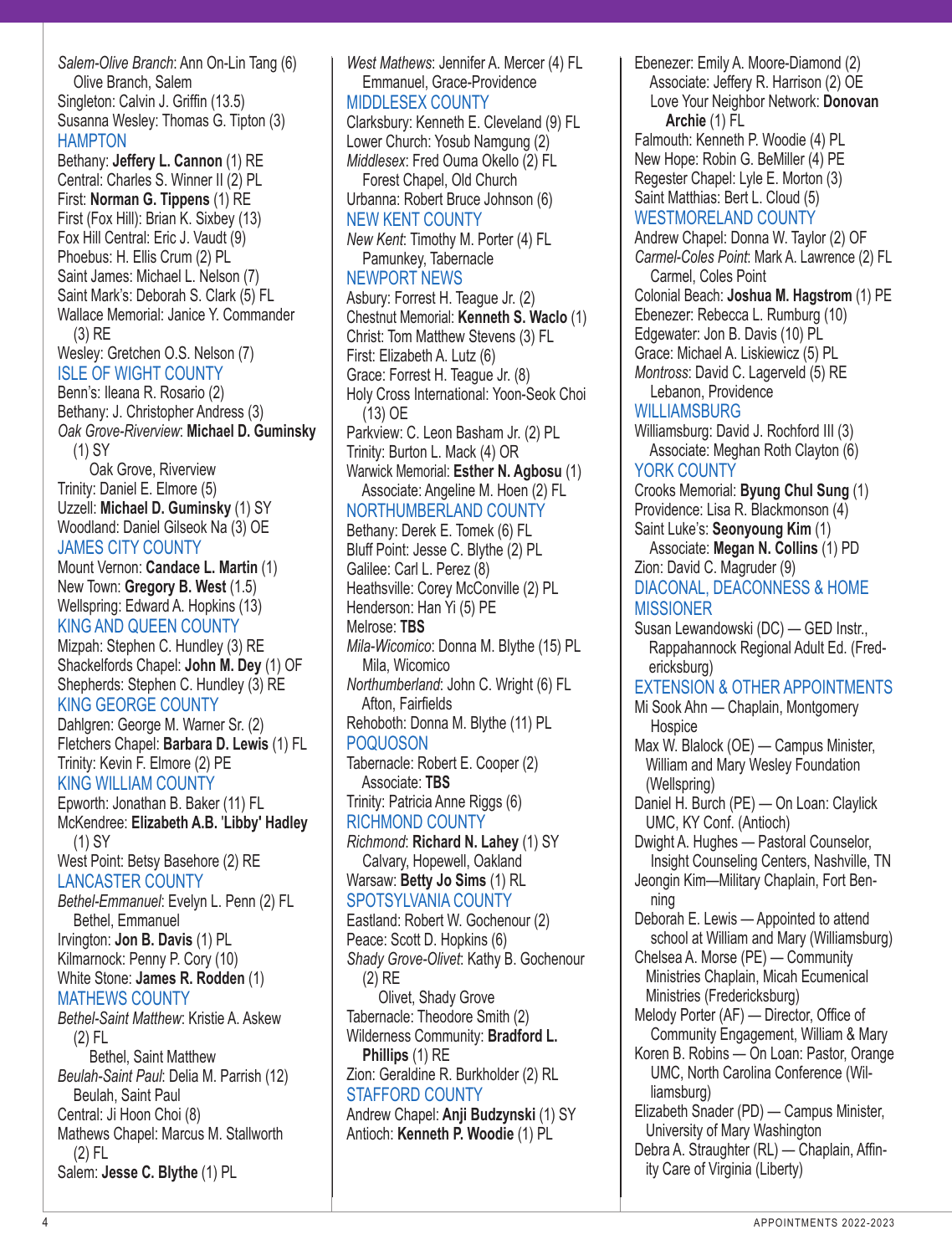*Salem-Olive Branch*: Ann On-Lin Tang (6)
Olive Branch, Salem
Singleton: Calvin J. Griffin (13.5)
Susanna Wesley: Thomas G. Tipton (3)

## HAMPTON

Bethany: **Jeffery L. Cannon** (1) RE
Central: Charles S. Winner II (2) PL
First: **Norman G. Tippens** (1) RE
First (Fox Hill): Brian K. Sixbey (13)
Fox Hill Central: Eric J. Vaudt (9)
Phoebus: H. Ellis Crum (2) PL
Saint James: Michael L. Nelson (7)
Saint Mark's: Deborah S. Clark (5) FL
Wallace Memorial: Janice Y. Commander (3) RE
Wesley: Gretchen O.S. Nelson (7)

## ISLE OF WIGHT COUNTY

Benn's: Ileana R. Rosario (2)
Bethany: J. Christopher Andress (3)
*Oak Grove-Riverview*: **Michael D. Guminsky** (1) SY
Oak Grove, Riverview
Trinity: Daniel E. Elmore (5)
Uzzell: **Michael D. Guminsky** (1) SY
Woodland: Daniel Gilseok Na (3) OE

## JAMES CITY COUNTY

Mount Vernon: **Candace L. Martin** (1)
New Town: **Gregory B. West** (1.5)
Wellspring: Edward A. Hopkins (13)

## KING AND QUEEN COUNTY

Mizpah: Stephen C. Hundley (3) RE
Shackelfords Chapel: **John M. Dey** (1) OF
Shepherds: Stephen C. Hundley (3) RE

## KING GEORGE COUNTY

Dahlgren: George M. Warner Sr. (2)
Fletchers Chapel: **Barbara D. Lewis** (1) FL
Trinity: Kevin F. Elmore (2) PE

## KING WILLIAM COUNTY

Epworth: Jonathan B. Baker (11) FL
McKendree: **Elizabeth A.B. 'Libby' Hadley** (1) SY
West Point: Betsy Basehore (2) RE

## LANCASTER COUNTY

*Bethel-Emmanuel*: Evelyn L. Penn (2) FL
Bethel, Emmanuel
Irvington: **Jon B. Davis** (1) PL
Kilmarnock: Penny P. Cory (10)
White Stone: **James R. Rodden** (1)

## MATHEWS COUNTY

*Bethel-Saint Matthew*: Kristie A. Askew (2) FL
Bethel, Saint Matthew
*Beulah-Saint Paul*: Delia M. Parrish (12)
Beulah, Saint Paul
Central: Ji Hoon Choi (8)
Mathews Chapel: Marcus M. Stallworth (2) FL
Salem: **Jesse C. Blythe** (1) PL
*West Mathews*: Jennifer A. Mercer (4) FL
Emmanuel, Grace-Providence

## MIDDLESEX COUNTY

Clarksbury: Kenneth E. Cleveland (9) FL
Lower Church: Yosub Namgung (2)
*Middlesex*: Fred Ouma Okello (2) FL
Forest Chapel, Old Church
Urbanna: Robert Bruce Johnson (6)

## NEW KENT COUNTY

*New Kent*: Timothy M. Porter (4) FL
Pamunkey, Tabernacle

## NEWPORT NEWS

Asbury: Forrest H. Teague Jr. (2)
Chestnut Memorial: **Kenneth S. Waclo** (1)
Christ: Tom Matthew Stevens (3) FL
First: Elizabeth A. Lutz (6)
Grace: Forrest H. Teague Jr. (8)
Holy Cross International: Yoon-Seok Choi (13) OE
Parkview: C. Leon Basham Jr. (2) PL
Trinity: Burton L. Mack (4) OR
Warwick Memorial: **Esther N. Agbosu** (1)
Associate: Angeline M. Hoen (2) FL

## NORTHUMBERLAND COUNTY

Bethany: Derek E. Tomek (6) FL
Bluff Point: Jesse C. Blythe (2) PL
Galilee: Carl L. Perez (8)
Heathsville: Corey McConville (2) PL
Henderson: Han Yi (5) PE
Melrose: **TBS**
*Mila-Wicomico*: Donna M. Blythe (15) PL
Mila, Wicomico
*Northumberland*: John C. Wright (6) FL
Afton, Fairfields
Rehoboth: Donna M. Blythe (11) PL

## POQUOSON

Tabernacle: Robert E. Cooper (2)
Associate: **TBS**
Trinity: Patricia Anne Riggs (6)

## RICHMOND COUNTY

*Richmond*: **Richard N. Lahey** (1) SY
Calvary, Hopewell, Oakland
Warsaw: **Betty Jo Sims** (1) RL

## SPOTSYLVANIA COUNTY

Eastland: Robert W. Gochenour (2)
Peace: Scott D. Hopkins (6)
*Shady Grove-Olivet*: Kathy B. Gochenour (2) RE
Olivet, Shady Grove
Tabernacle: Theodore Smith (2)
Wilderness Community: **Bradford L. Phillips** (1) RE
Zion: Geraldine R. Burkholder (2) RL

## STAFFORD COUNTY

Andrew Chapel: **Anji Budzynski** (1) SY
Antioch: **Kenneth P. Woodie** (1) PL
Ebenezer: Emily A. Moore-Diamond (2)
Associate: Jeffery R. Harrison (2) OE
Love Your Neighbor Network: **Donovan Archie** (1) FL
Falmouth: Kenneth P. Woodie (4) PL
New Hope: Robin G. BeMiller (4) PE
Regester Chapel: Lyle E. Morton (3)
Saint Matthias: Bert L. Cloud (5)

## WESTMORELAND COUNTY

Andrew Chapel: Donna W. Taylor (2) OF
*Carmel-Coles Point*: Mark A. Lawrence (2) FL
Carmel, Coles Point
Colonial Beach: **Joshua M. Hagstrom** (1) PE
Ebenezer: Rebecca L. Rumburg (10)
Edgewater: Jon B. Davis (10) PL
Grace: Michael A. Liskiewicz (5) PL
*Montross*: David C. Lagerveld (5) RE
Lebanon, Providence

## WILLIAMSBURG

Williamsburg: David J. Rochford III (3)
Associate: Meghan Roth Clayton (6)

## YORK COUNTY

Crooks Memorial: **Byung Chul Sung** (1)
Providence: Lisa R. Blackmonson (4)
Saint Luke's: **Seonyoung Kim** (1)
Associate: **Megan N. Collins** (1) PD
Zion: David C. Magruder (9)

## DIACONAL, DEACONESS & HOME MISSIONER

Susan Lewandowski (DC) — GED Instr., Rappahannock Regional Adult Ed. (Fredericksburg)

## EXTENSION & OTHER APPOINTMENTS

Mi Sook Ahn — Chaplain, Montgomery Hospice
Max W. Blalock (OE) — Campus Minister, William and Mary Wesley Foundation (Wellspring)
Daniel H. Burch (PE) — On Loan: Claylick UMC, KY Conf. (Antioch)
Dwight A. Hughes — Pastoral Counselor, Insight Counseling Centers, Nashville, TN
Jeongin Kim—Military Chaplain, Fort Benning
Deborah E. Lewis — Appointed to attend school at William and Mary (Williamsburg)
Chelsea A. Morse (PE) — Community Ministries Chaplain, Micah Ecumenical Ministries (Fredericksburg)
Melody Porter (AF) — Director, Office of Community Engagement, William & Mary
Koren B. Robins — On Loan: Pastor, Orange UMC, North Carolina Conference (Williamsburg)
Elizabeth Snader (PD) — Campus Minister, University of Mary Washington
Debra A. Straughter (RL) — Chaplain, Affinity Care of Virginia (Liberty)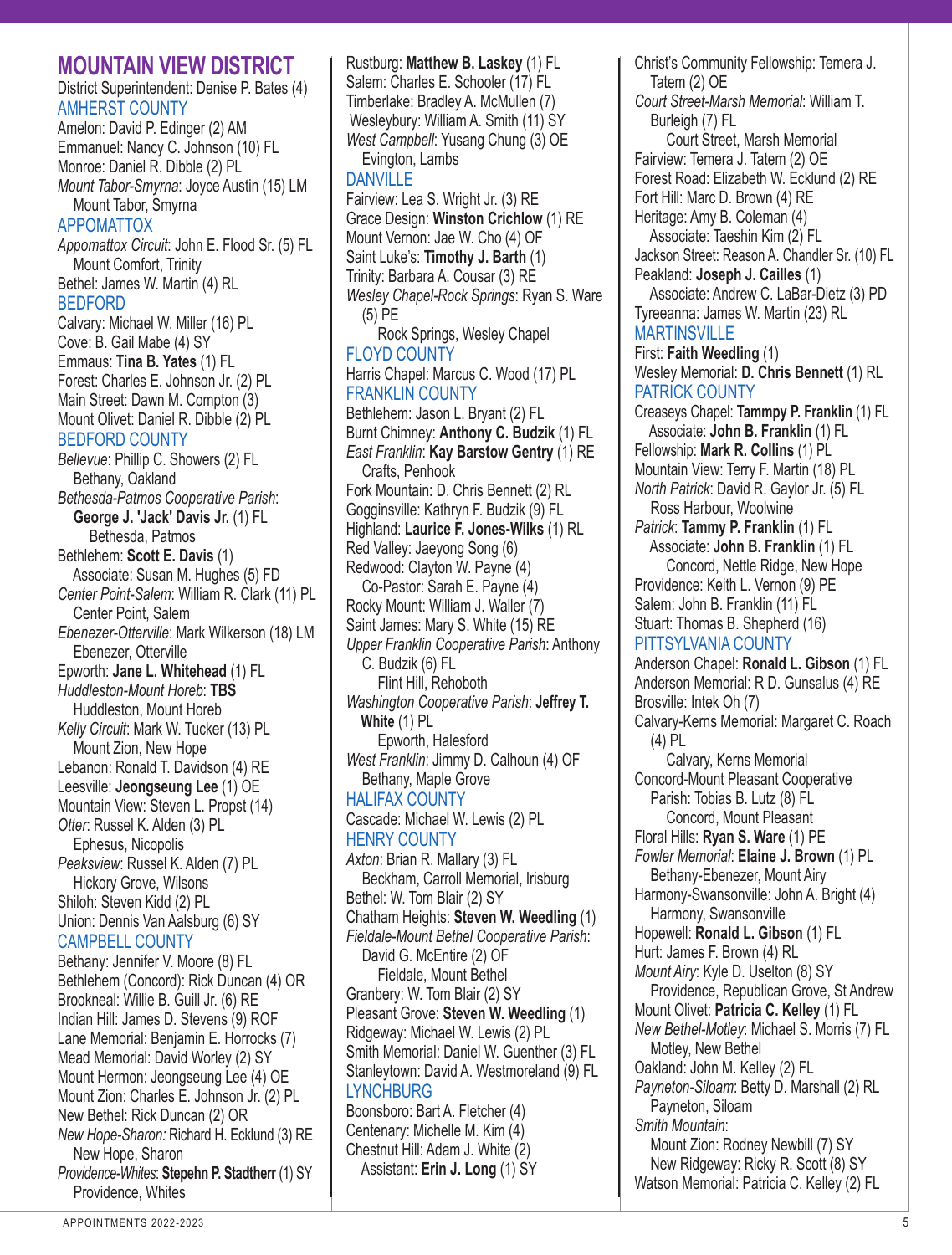# MOUNTAIN VIEW DISTRICT

District Superintendent: Denise P. Bates (4)

## AMHERST COUNTY

Amelon: David P. Edinger (2) AM
Emmanuel: Nancy C. Johnson (10) FL
Monroe: Daniel R. Dibble (2) PL
*Mount Tabor-Smyrna*: Joyce Austin (15) LM
Mount Tabor, Smyrna

## APPOMATTOX

*Appomattox Circuit*: John E. Flood Sr. (5) FL
Mount Comfort, Trinity
Bethel: James W. Martin (4) RL

## BEDFORD

Calvary: Michael W. Miller (16) PL
Cove: B. Gail Mabe (4) SY
Emmaus: **Tina B. Yates** (1) FL
Forest: Charles E. Johnson Jr. (2) PL
Main Street: Dawn M. Compton (3)
Mount Olivet: Daniel R. Dibble (2) PL

## BEDFORD COUNTY

*Bellevue*: Phillip C. Showers (2) FL
Bethany, Oakland
*Bethesda-Patmos Cooperative Parish*: **George J. 'Jack' Davis Jr.** (1) FL
Bethesda, Patmos
Bethlehem: **Scott E. Davis** (1)
Associate: Susan M. Hughes (5) FD
*Center Point-Salem*: William R. Clark (11) PL
Center Point, Salem
*Ebenezer-Otterville*: Mark Wilkerson (18) LM
Ebenezer, Otterville
Epworth: **Jane L. Whitehead** (1) FL
*Huddleston-Mount Horeb*: **TBS**
Huddleston, Mount Horeb
*Kelly Circuit*: Mark W. Tucker (13) PL
Mount Zion, New Hope
Lebanon: Ronald T. Davidson (4) RE
Leesville: **Jeongseung Lee** (1) OE
Mountain View: Steven L. Propst (14)
*Otter*: Russel K. Alden (3) PL
Ephesus, Nicopolis
*Peaksview*: Russel K. Alden (7) PL
Hickory Grove, Wilsons
Shiloh: Steven Kidd (2) PL
Union: Dennis Van Aalsburg (6) SY

## CAMPBELL COUNTY

Bethany: Jennifer V. Moore (8) FL
Bethlehem (Concord): Rick Duncan (4) OR
Brookneal: Willie B. Guill Jr. (6) RE
Indian Hill: James D. Stevens (9) ROF
Lane Memorial: Benjamin E. Horrocks (7)
Mead Memorial: David Worley (2) SY
Mount Hermon: Jeongseung Lee (4) OE
Mount Zion: Charles E. Johnson Jr. (2) PL
New Bethel: Rick Duncan (2) OR
*New Hope-Sharon:* Richard H. Ecklund (3) RE
New Hope, Sharon
*Providence-Whites*: **Stepehn P. Stadtherr** (1) SY
Providence, Whites
Rustburg: **Matthew B. Laskey** (1) FL
Salem: Charles E. Schooler (17) FL
Timberlake: Bradley A. McMullen (7)
Wesleybury: William A. Smith (11) SY
*West Campbell*: Yusang Chung (3) OE
Evington, Lambs

## DANVILLE

Fairview: Lea S. Wright Jr. (3) RE
Grace Design: **Winston Crichlow** (1) RE
Mount Vernon: Jae W. Cho (4) OF
Saint Luke's: **Timothy J. Barth** (1)
Trinity: Barbara A. Cousar (3) RE
*Wesley Chapel-Rock Springs*: Ryan S. Ware (5) PE
Rock Springs, Wesley Chapel

## FLOYD COUNTY

Harris Chapel: Marcus C. Wood (17) PL

## FRANKLIN COUNTY

Bethlehem: Jason L. Bryant (2) FL
Burnt Chimney: **Anthony C. Budzik** (1) FL
*East Franklin*: **Kay Barstow Gentry** (1) RE
Crafts, Penhook
Fork Mountain: D. Chris Bennett (2) RL
Gogginsville: Kathryn F. Budzik (9) FL
Highland: **Laurice F. Jones-Wilks** (1) RL
Red Valley: Jaeyong Song (6)
Redwood: Clayton W. Payne (4)
Co-Pastor: Sarah E. Payne (4)
Rocky Mount: William J. Waller (7)
Saint James: Mary S. White (15) RE
*Upper Franklin Cooperative Parish*: Anthony C. Budzik (6) FL
Flint Hill, Rehoboth
*Washington Cooperative Parish*: **Jeffrey T. White** (1) PL
Epworth, Halesford
*West Franklin*: Jimmy D. Calhoun (4) OF
Bethany, Maple Grove

## HALIFAX COUNTY

Cascade: Michael W. Lewis (2) PL

## HENRY COUNTY

*Axton*: Brian R. Mallary (3) FL
Beckham, Carroll Memorial, Irisburg
Bethel: W. Tom Blair (2) SY
Chatham Heights: **Steven W. Weedling** (1)
*Fieldale-Mount Bethel Cooperative Parish*: David G. McEntire (2) OF
Fieldale, Mount Bethel
Granbery: W. Tom Blair (2) SY
Pleasant Grove: **Steven W. Weedling** (1)
Ridgeway: Michael W. Lewis (2) PL
Smith Memorial: Daniel W. Guenther (3) FL
Stanleytown: David A. Westmoreland (9) FL

## LYNCHBURG

Boonsboro: Bart A. Fletcher (4)
Centenary: Michelle M. Kim (4)
Chestnut Hill: Adam J. White (2)
Assistant: **Erin J. Long** (1) SY
Christ's Community Fellowship: Temera J. Tatem (2) OE
*Court Street-Marsh Memorial*: William T. Burleigh (7) FL
Court Street, Marsh Memorial
Fairview: Temera J. Tatem (2) OE
Forest Road: Elizabeth W. Ecklund (2) RE
Fort Hill: Marc D. Brown (4) RE
Heritage: Amy B. Coleman (4)
Associate: Taeshin Kim (2) FL
Jackson Street: Reason A. Chandler Sr. (10) FL
Peakland: **Joseph J. Cailles** (1)
Associate: Andrew C. LaBar-Dietz (3) PD
Tyreeanna: James W. Martin (23) RL

## MARTINSVILLE

First: **Faith Weedling** (1)
Wesley Memorial: **D. Chris Bennett** (1) RL

## PATRICK COUNTY

Creaseys Chapel: **Tammpy P. Franklin** (1) FL
Associate: **John B. Franklin** (1) FL
Fellowship: **Mark R. Collins** (1) PL
Mountain View: Terry F. Martin (18) PL
*North Patrick*: David R. Gaylor Jr. (5) FL
Ross Harbour, Woolwine
*Patrick*: **Tammy P. Franklin** (1) FL
Associate: **John B. Franklin** (1) FL
Concord, Nettle Ridge, New Hope
Providence: Keith L. Vernon (9) PE
Salem: John B. Franklin (11) FL
Stuart: Thomas B. Shepherd (16)

## PITTSYLVANIA COUNTY

Anderson Chapel: **Ronald L. Gibson** (1) FL
Anderson Memorial: R D. Gunsalus (4) RE
Brosville: Intek Oh (7)
Calvary-Kerns Memorial: Margaret C. Roach (4) PL
Calvary, Kerns Memorial
Concord-Mount Pleasant Cooperative Parish: Tobias B. Lutz (8) FL
Concord, Mount Pleasant
Floral Hills: **Ryan S. Ware** (1) PE
*Fowler Memorial*: **Elaine J. Brown** (1) PL
Bethany-Ebenezer, Mount Airy
Harmony-Swansonville: John A. Bright (4)
Harmony, Swansonville
Hopewell: **Ronald L. Gibson** (1) FL
Hurt: James F. Brown (4) RL
*Mount Airy*: Kyle D. Uselton (8) SY
Providence, Republican Grove, St Andrew
Mount Olivet: **Patricia C. Kelley** (1) FL
*New Bethel-Motley*: Michael S. Morris (7) FL
Motley, New Bethel
Oakland: John M. Kelley (2) FL
*Payneton-Siloam*: Betty D. Marshall (2) RL
Payneton, Siloam
*Smith Mountain*:
Mount Zion: Rodney Newbill (7) SY
New Ridgeway: Ricky R. Scott (8) SY
Watson Memorial: Patricia C. Kelley (2) FL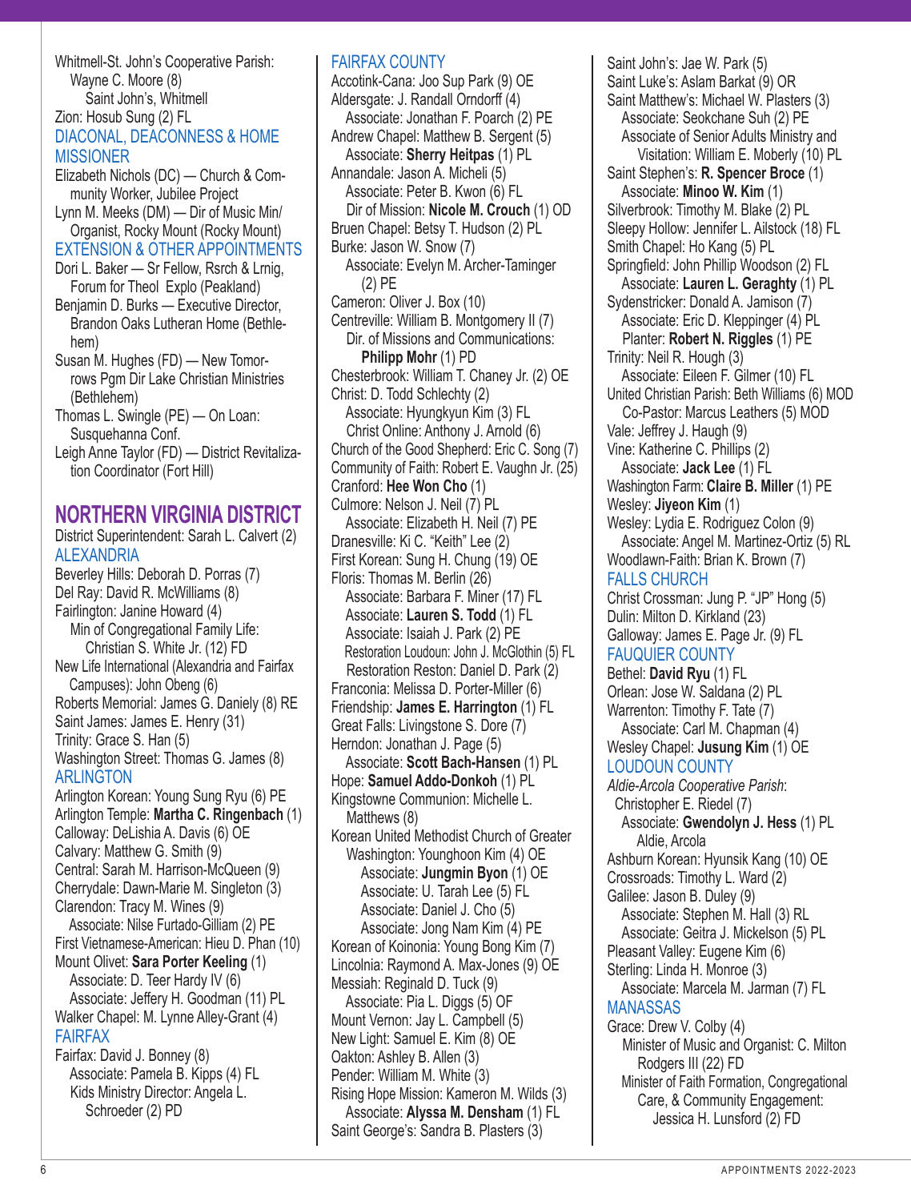Whitmell-St. John's Cooperative Parish: Wayne C. Moore (8)
Saint John's, Whitmell
Zion: Hosub Sung (2) FL

### DIACONAL, DEACONNESS & HOME MISSIONER

Elizabeth Nichols (DC) — Church & Community Worker, Jubilee Project
Lynn M. Meeks (DM) — Dir of Music Min/ Organist, Rocky Mount (Rocky Mount)

### EXTENSION & OTHER APPOINTMENTS

Dori L. Baker — Sr Fellow, Rsrch & Lrnig, Forum for Theol Explo (Peakland)
Benjamin D. Burks — Executive Director, Brandon Oaks Lutheran Home (Bethlehem)
Susan M. Hughes (FD) — New Tomorrows Pgm Dir Lake Christian Ministries (Bethlehem)
Thomas L. Swingle (PE) — On Loan: Susquehanna Conf.
Leigh Anne Taylor (FD) — District Revitalization Coordinator (Fort Hill)

## NORTHERN VIRGINIA DISTRICT

District Superintendent: Sarah L. Calvert (2)

### ALEXANDRIA

Beverley Hills: Deborah D. Porras (7)
Del Ray: David R. McWilliams (8)
Fairlington: Janine Howard (4)
Min of Congregational Family Life: Christian S. White Jr. (12) FD
New Life International (Alexandria and Fairfax Campuses): John Obeng (6)
Roberts Memorial: James G. Daniely (8) RE
Saint James: James E. Henry (31)
Trinity: Grace S. Han (5)
Washington Street: Thomas G. James (8)

### ARLINGTON

Arlington Korean: Young Sung Ryu (6) PE
Arlington Temple: **Martha C. Ringenbach** (1)
Calloway: DeLishia A. Davis (6) OE
Calvary: Matthew G. Smith (9)
Central: Sarah M. Harrison-McQueen (9)
Cherrydale: Dawn-Marie M. Singleton (3)
Clarendon: Tracy M. Wines (9)
Associate: Nilse Furtado-Gilliam (2) PE
First Vietnamese-American: Hieu D. Phan (10)
Mount Olivet: **Sara Porter Keeling** (1)
Associate: D. Teer Hardy IV (6)
Associate: Jeffery H. Goodman (11) PL
Walker Chapel: M. Lynne Alley-Grant (4)

### FAIRFAX

Fairfax: David J. Bonney (8)
Associate: Pamela B. Kipps (4) FL
Kids Ministry Director: Angela L. Schroeder (2) PD

### FAIRFAX COUNTY

Accotink-Cana: Joo Sup Park (9) OE
Aldersgate: J. Randall Orndorff (4)
Associate: Jonathan F. Poarch (2) PE
Andrew Chapel: Matthew B. Sergent (5)
Associate: **Sherry Heitpas** (1) PL
Annandale: Jason A. Micheli (5)
Associate: Peter B. Kwon (6) FL
Dir of Mission: **Nicole M. Crouch** (1) OD
Bruen Chapel: Betsy T. Hudson (2) PL
Burke: Jason W. Snow (7)
Associate: Evelyn M. Archer-Taminger (2) PE
Cameron: Oliver J. Box (10)
Centreville: William B. Montgomery II (7)
Dir. of Missions and Communications: **Philipp Mohr** (1) PD
Chesterbrook: William T. Chaney Jr. (2) OE
Christ: D. Todd Schlechty (2)
Associate: Hyungkyun Kim (3) FL
Christ Online: Anthony J. Arnold (6)
Church of the Good Shepherd: Eric C. Song (7)
Community of Faith: Robert E. Vaughn Jr. (25)
Cranford: **Hee Won Cho** (1)
Culmore: Nelson J. Neil (7) PL
Associate: Elizabeth H. Neil (7) PE
Dranesville: Ki C. "Keith" Lee (2)
First Korean: Sung H. Chung (19) OE
Floris: Thomas M. Berlin (26)
Associate: Barbara F. Miner (17) FL
Associate: **Lauren S. Todd** (1) FL
Associate: Isaiah J. Park (2) PE
Restoration Loudoun: John J. McGlothin (5) FL
Restoration Reston: Daniel D. Park (2)
Franconia: Melissa D. Porter-Miller (6)
Friendship: **James E. Harrington** (1) FL
Great Falls: Livingstone S. Dore (7)
Herndon: Jonathan J. Page (5)
Associate: **Scott Bach-Hansen** (1) PL
Hope: **Samuel Addo-Donkoh** (1) PL
Kingstowne Communion: Michelle L. Matthews (8)
Korean United Methodist Church of Greater Washington: Younghoon Kim (4) OE
Associate: **Jungmin Byon** (1) OE
Associate: U. Tarah Lee (5) FL
Associate: Daniel J. Cho (5)
Associate: Jong Nam Kim (4) PE
Korean of Koinonia: Young Bong Kim (7)
Lincolnia: Raymond A. Max-Jones (9) OE
Messiah: Reginald D. Tuck (9)
Associate: Pia L. Diggs (5) OF
Mount Vernon: Jay L. Campbell (5)
New Light: Samuel E. Kim (8) OE
Oakton: Ashley B. Allen (3)
Pender: William M. White (3)
Rising Hope Mission: Kameron M. Wilds (3)
Associate: **Alyssa M. Densham** (1) FL
Saint George's: Sandra B. Plasters (3)
Saint John's: Jae W. Park (5)
Saint Luke's: Aslam Barkat (9) OR
Saint Matthew's: Michael W. Plasters (3)
Associate: Seokchane Suh (2) PE
Associate of Senior Adults Ministry and Visitation: William E. Moberly (10) PL
Saint Stephen's: **R. Spencer Broce** (1)
Associate: **Minoo W. Kim** (1)
Silverbrook: Timothy M. Blake (2) PL
Sleepy Hollow: Jennifer L. Ailstock (18) FL
Smith Chapel: Ho Kang (5) PL
Springfield: John Phillip Woodson (2) FL
Associate: **Lauren L. Geraghty** (1) PL
Sydenstricker: Donald A. Jamison (7)
Associate: Eric D. Kleppinger (4) PL
Planter: **Robert N. Riggles** (1) PE
Trinity: Neil R. Hough (3)
Associate: Eileen F. Gilmer (10) FL
United Christian Parish: Beth Williams (6) MOD
Co-Pastor: Marcus Leathers (5) MOD
Vale: Jeffrey J. Haugh (9)
Vine: Katherine C. Phillips (2)
Associate: **Jack Lee** (1) FL
Washington Farm: **Claire B. Miller** (1) PE
Wesley: **Jiyeon Kim** (1)
Wesley: Lydia E. Rodriguez Colon (9)
Associate: Angel M. Martinez-Ortiz (5) RL
Woodlawn-Faith: Brian K. Brown (7)

### FALLS CHURCH

Christ Crossman: Jung P. "JP" Hong (5)
Dulin: Milton D. Kirkland (23)
Galloway: James E. Page Jr. (9) FL

### FAUQUIER COUNTY

Bethel: **David Ryu** (1) FL
Orlean: Jose W. Saldana (2) PL
Warrenton: Timothy F. Tate (7)
Associate: Carl M. Chapman (4)
Wesley Chapel: **Jusung Kim** (1) OE

### LOUDOUN COUNTY

*Aldie-Arcola Cooperative Parish*: Christopher E. Riedel (7)
Associate: **Gwendolyn J. Hess** (1) PL
Aldie, Arcola
Ashburn Korean: Hyunsik Kang (10) OE
Crossroads: Timothy L. Ward (2)
Galilee: Jason B. Duley (9)
Associate: Stephen M. Hall (3) RL
Associate: Geitra J. Mickelson (5) PL
Pleasant Valley: Eugene Kim (6)
Sterling: Linda H. Monroe (3)
Associate: Marcela M. Jarman (7) FL

### MANASSAS

Grace: Drew V. Colby (4)
Minister of Music and Organist: C. Milton Rodgers III (22) FD
Minister of Faith Formation, Congregational Care, & Community Engagement: Jessica H. Lunsford (2) FD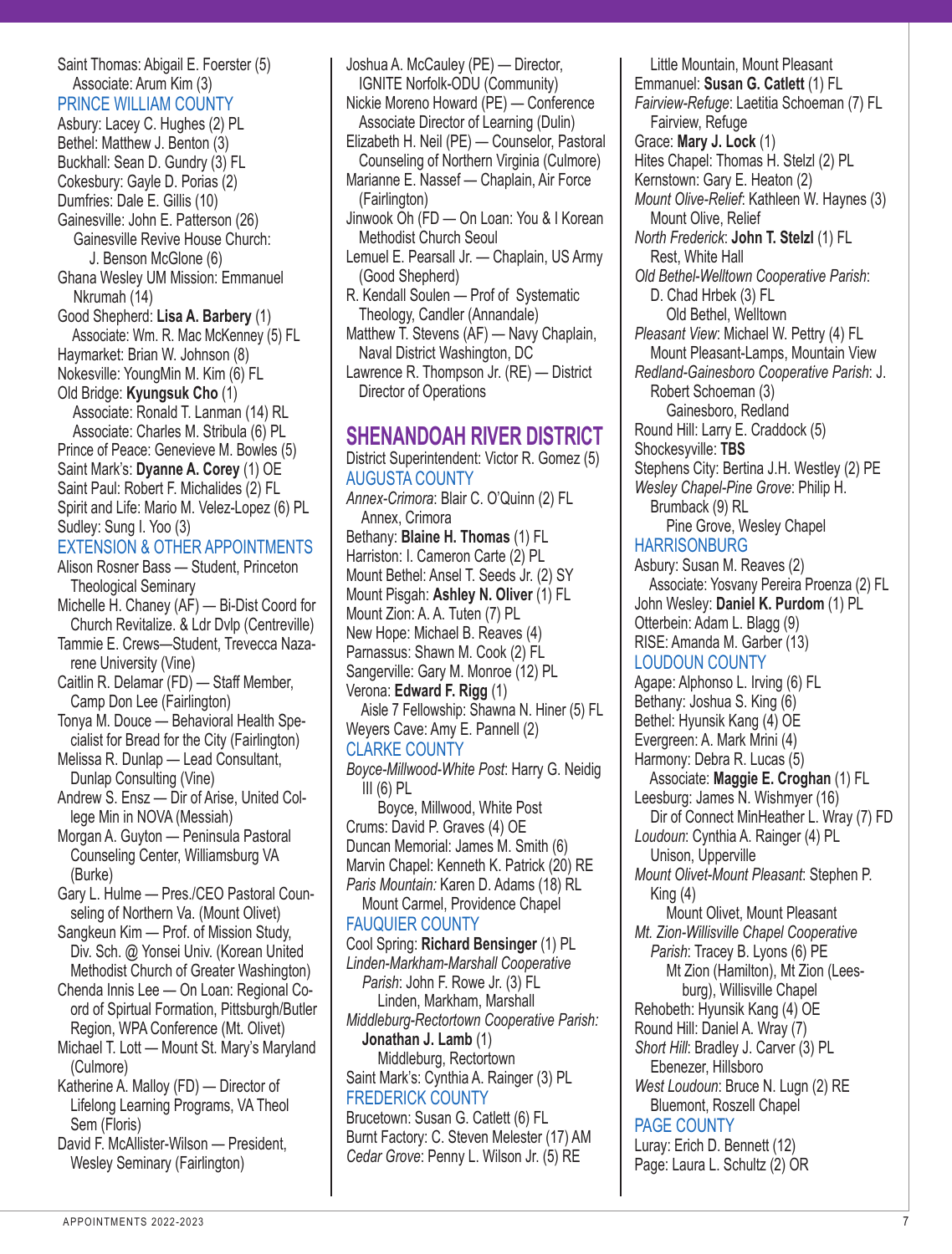Saint Thomas: Abigail E. Foerster (5)
Associate: Arum Kim (3)

PRINCE WILLIAM COUNTY

Asbury: Lacey C. Hughes (2) PL
Bethel: Matthew J. Benton (3)
Buckhall: Sean D. Gundry (3) FL
Cokesbury: Gayle D. Porias (2)
Dumfries: Dale E. Gillis (10)
Gainesville: John E. Patterson (26)
Gainesville Revive House Church: J. Benson McGlone (6)
Ghana Wesley UM Mission: Emmanuel Nkrumah (14)
Good Shepherd: **Lisa A. Barbery** (1)
Associate: Wm. R. Mac McKenney (5) FL
Haymarket: Brian W. Johnson (8)
Nokesville: YoungMin M. Kim (6) FL
Old Bridge: **Kyungsuk Cho** (1)
Associate: Ronald T. Lanman (14) RL
Associate: Charles M. Stribula (6) PL
Prince of Peace: Genevieve M. Bowles (5)
Saint Mark's: **Dyanne A. Corey** (1) OE
Saint Paul: Robert F. Michalides (2) FL
Spirit and Life: Mario M. Velez-Lopez (6) PL
Sudley: Sung I. Yoo (3)

EXTENSION & OTHER APPOINTMENTS

Alison Rosner Bass — Student, Princeton Theological Seminary
Michelle H. Chaney (AF) — Bi-Dist Coord for Church Revitalize. & Ldr Dvlp (Centreville)
Tammie E. Crews—Student, Trevecca Nazarene University (Vine)
Caitlin R. Delamar (FD) — Staff Member, Camp Don Lee (Fairlington)
Tonya M. Douce — Behavioral Health Specialist for Bread for the City (Fairlington)
Melissa R. Dunlap — Lead Consultant, Dunlap Consulting (Vine)
Andrew S. Ensz — Dir of Arise, United College Min in NOVA (Messiah)
Morgan A. Guyton — Peninsula Pastoral Counseling Center, Williamsburg VA (Burke)
Gary L. Hulme — Pres./CEO Pastoral Counseling of Northern Va. (Mount Olivet)
Sangkeun Kim — Prof. of Mission Study, Div. Sch. @ Yonsei Univ. (Korean United Methodist Church of Greater Washington)
Chenda Innis Lee — On Loan: Regional Coord of Spirtual Formation, Pittsburgh/Butler Region, WPA Conference (Mt. Olivet)
Michael T. Lott — Mount St. Mary's Maryland (Culmore)
Katherine A. Malloy (FD) — Director of Lifelong Learning Programs, VA Theol Sem (Floris)
David F. McAllister-Wilson — President, Wesley Seminary (Fairlington)
Joshua A. McCauley (PE) — Director, IGNITE Norfolk-ODU (Community)
Nickie Moreno Howard (PE) — Conference Associate Director of Learning (Dulin)
Elizabeth H. Neil (PE) — Counselor, Pastoral Counseling of Northern Virginia (Culmore)
Marianne E. Nassef — Chaplain, Air Force (Fairlington)
Jinwook Oh (FD — On Loan: You & I Korean Methodist Church Seoul
Lemuel E. Pearsall Jr. — Chaplain, US Army (Good Shepherd)
R. Kendall Soulen — Prof of Systematic Theology, Candler (Annandale)
Matthew T. Stevens (AF) — Navy Chaplain, Naval District Washington, DC
Lawrence R. Thompson Jr. (RE) — District Director of Operations

## SHENANDOAH RIVER DISTRICT

District Superintendent: Victor R. Gomez (5)

AUGUSTA COUNTY

*Annex-Crimora*: Blair C. O'Quinn (2) FL
Annex, Crimora
Bethany: **Blaine H. Thomas** (1) FL
Harriston: I. Cameron Carte (2) PL
Mount Bethel: Ansel T. Seeds Jr. (2) SY
Mount Pisgah: **Ashley N. Oliver** (1) FL
Mount Zion: A. A. Tuten (7) PL
New Hope: Michael B. Reaves (4)
Parnassus: Shawn M. Cook (2) FL
Sangerville: Gary M. Monroe (12) PL
Verona: **Edward F. Rigg** (1)
Aisle 7 Fellowship: Shawna N. Hiner (5) FL
Weyers Cave: Amy E. Pannell (2)

CLARKE COUNTY

*Boyce-Millwood-White Post*: Harry G. Neidig III (6) PL
Boyce, Millwood, White Post
Crums: David P. Graves (4) OE
Duncan Memorial: James M. Smith (6)
Marvin Chapel: Kenneth K. Patrick (20) RE
*Paris Mountain:* Karen D. Adams (18) RL
Mount Carmel, Providence Chapel

FAUQUIER COUNTY

Cool Spring: **Richard Bensinger** (1) PL
*Linden-Markham-Marshall Cooperative Parish*: John F. Rowe Jr. (3) FL
Linden, Markham, Marshall
*Middleburg-Rectortown Cooperative Parish:* **Jonathan J. Lamb** (1)
Middleburg, Rectortown
Saint Mark's: Cynthia A. Rainger (3) PL

FREDERICK COUNTY

Brucetown: Susan G. Catlett (6) FL
Burnt Factory: C. Steven Melester (17) AM
*Cedar Grove*: Penny L. Wilson Jr. (5) RE
Little Mountain, Mount Pleasant
Emmanuel: **Susan G. Catlett** (1) FL
*Fairview-Refuge*: Laetitia Schoeman (7) FL
Fairview, Refuge
Grace: **Mary J. Lock** (1)
Hites Chapel: Thomas H. Stelzl (2) PL
Kernstown: Gary E. Heaton (2)
*Mount Olive-Relief*: Kathleen W. Haynes (3)
Mount Olive, Relief
*North Frederick*: **John T. Stelzl** (1) FL
Rest, White Hall
*Old Bethel-Welltown Cooperative Parish*: D. Chad Hrbek (3) FL
Old Bethel, Welltown
*Pleasant View*: Michael W. Pettry (4) FL
Mount Pleasant-Lamps, Mountain View
*Redland-Gainesboro Cooperative Parish*: J. Robert Schoeman (3)
Gainesboro, Redland
Round Hill: Larry E. Craddock (5)
Shockesyville: **TBS**
Stephens City: Bertina J.H. Westley (2) PE
*Wesley Chapel-Pine Grove*: Philip H. Brumback (9) RL
Pine Grove, Wesley Chapel

HARRISONBURG

Asbury: Susan M. Reaves (2)
Associate: Yosvany Pereira Proenza (2) FL
John Wesley: **Daniel K. Purdom** (1) PL
Otterbein: Adam L. Blagg (9)
RISE: Amanda M. Garber (13)

LOUDOUN COUNTY

Agape: Alphonso L. Irving (6) FL
Bethany: Joshua S. King (6)
Bethel: Hyunsik Kang (4) OE
Evergreen: A. Mark Mrini (4)
Harmony: Debra R. Lucas (5)
Associate: **Maggie E. Croghan** (1) FL
Leesburg: James N. Wishmyer (16)
Dir of Connect MinHeather L. Wray (7) FD
*Loudoun*: Cynthia A. Rainger (4) PL
Unison, Upperville
*Mount Olivet-Mount Pleasant*: Stephen P. King (4)
Mount Olivet, Mount Pleasant
*Mt. Zion-Willisville Chapel Cooperative Parish*: Tracey B. Lyons (6) PE
Mt Zion (Hamilton), Mt Zion (Leesburg), Willisville Chapel
Rehobeth: Hyunsik Kang (4) OE
Round Hill: Daniel A. Wray (7)
*Short Hill*: Bradley J. Carver (3) PL
Ebenezer, Hillsboro
*West Loudoun*: Bruce N. Lugn (2) RE
Bluemont, Roszell Chapel

PAGE COUNTY

Luray: Erich D. Bennett (12)
Page: Laura L. Schultz (2) OR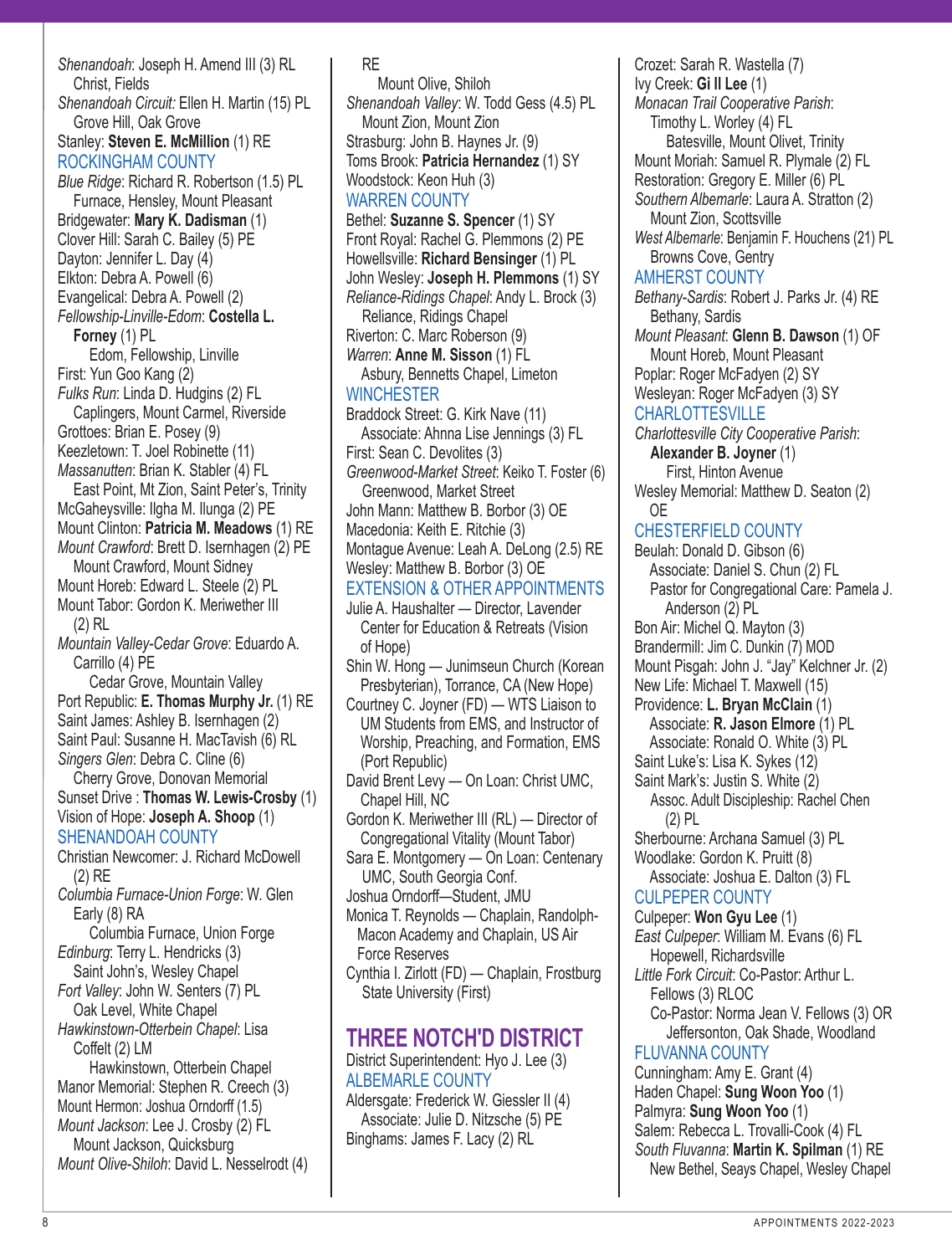*Shenandoah*: Joseph H. Amend III (3) RL
Christ, Fields
*Shenandoah Circuit:* Ellen H. Martin (15) PL
Grove Hill, Oak Grove
Stanley: **Steven E. McMillion** (1) RE

## ROCKINGHAM COUNTY

*Blue Ridge*: Richard R. Robertson (1.5) PL
Furnace, Hensley, Mount Pleasant
Bridgewater: **Mary K. Dadisman** (1)
Clover Hill: Sarah C. Bailey (5) PE
Dayton: Jennifer L. Day (4)
Elkton: Debra A. Powell (6)
Evangelical: Debra A. Powell (2)
*Fellowship-Linville-Edom*: **Costella L. Forney** (1) PL
Edom, Fellowship, Linville
First: Yun Goo Kang (2)
*Fulks Run*: Linda D. Hudgins (2) FL
Caplingers, Mount Carmel, Riverside
Grottoes: Brian E. Posey (9)
Keezletown: T. Joel Robinette (11)
*Massanutten*: Brian K. Stabler (4) FL
East Point, Mt Zion, Saint Peter's, Trinity
McGaheysville: Ilgha M. Ilunga (2) PE
Mount Clinton: **Patricia M. Meadows** (1) RE
*Mount Crawford*: Brett D. Isernhagen (2) PE
Mount Crawford, Mount Sidney
Mount Horeb: Edward L. Steele (2) PL
Mount Tabor: Gordon K. Meriwether III (2) RL
*Mountain Valley-Cedar Grove*: Eduardo A. Carrillo (4) PE
Cedar Grove, Mountain Valley
Port Republic: **E. Thomas Murphy Jr.** (1) RE
Saint James: Ashley B. Isernhagen (2)
Saint Paul: Susanne H. MacTavish (6) RL
*Singers Glen*: Debra C. Cline (6)
Cherry Grove, Donovan Memorial
Sunset Drive : **Thomas W. Lewis-Crosby** (1)
Vision of Hope: **Joseph A. Shoop** (1)

## SHENANDOAH COUNTY

Christian Newcomer: J. Richard McDowell (2) RE
*Columbia Furnace-Union Forge*: W. Glen Early (8) RA
Columbia Furnace, Union Forge
*Edinburg*: Terry L. Hendricks (3)
Saint John's, Wesley Chapel
*Fort Valley*: John W. Senters (7) PL
Oak Level, White Chapel
*Hawkinstown-Otterbein Chapel*: Lisa Coffelt (2) LM
Hawkinstown, Otterbein Chapel
Manor Memorial: Stephen R. Creech (3)
Mount Hermon: Joshua Orndorff (1.5)
*Mount Jackson*: Lee J. Crosby (2) FL
Mount Jackson, Quicksburg
*Mount Olive-Shiloh*: David L. Nesselrodt (4) RE
Mount Olive, Shiloh
*Shenandoah Valley*: W. Todd Gess (4.5) PL
Mount Zion, Mount Zion
Strasburg: John B. Haynes Jr. (9)
Toms Brook: **Patricia Hernandez** (1) SY
Woodstock: Keon Huh (3)

## WARREN COUNTY

Bethel: **Suzanne S. Spencer** (1) SY
Front Royal: Rachel G. Plemmons (2) PE
Howellsville: **Richard Bensinger** (1) PL
John Wesley: **Joseph H. Plemmons** (1) SY
*Reliance-Ridings Chapel*: Andy L. Brock (3)
Reliance, Ridings Chapel
Riverton: C. Marc Roberson (9)
*Warren*: **Anne M. Sisson** (1) FL
Asbury, Bennetts Chapel, Limeton

## WINCHESTER

Braddock Street: G. Kirk Nave (11)
Associate: Ahnna Lise Jennings (3) FL
First: Sean C. Devolites (3)
*Greenwood-Market Street*: Keiko T. Foster (6)
Greenwood, Market Street
John Mann: Matthew B. Borbor (3) OE
Macedonia: Keith E. Ritchie (3)
Montague Avenue: Leah A. DeLong (2.5) RE
Wesley: Matthew B. Borbor (3) OE

## EXTENSION & OTHER APPOINTMENTS

Julie A. Haushalter — Director, Lavender Center for Education & Retreats (Vision of Hope)
Shin W. Hong — Junimseun Church (Korean Presbyterian), Torrance, CA (New Hope)
Courtney C. Joyner (FD) — WTS Liaison to UM Students from EMS, and Instructor of Worship, Preaching, and Formation, EMS (Port Republic)
David Brent Levy — On Loan: Christ UMC, Chapel Hill, NC
Gordon K. Meriwether III (RL) — Director of Congregational Vitality (Mount Tabor)
Sara E. Montgomery — On Loan: Centenary UMC, South Georgia Conf.
Joshua Orndorff—Student, JMU
Monica T. Reynolds — Chaplain, Randolph-Macon Academy and Chaplain, US Air Force Reserves
Cynthia I. Zirlott (FD) — Chaplain, Frostburg State University (First)

# THREE NOTCH'D DISTRICT

District Superintendent: Hyo J. Lee (3)

## ALBEMARLE COUNTY

Aldersgate: Frederick W. Giessler II (4)
Associate: Julie D. Nitzsche (5) PE
Binghams: James F. Lacy (2) RL
Crozet: Sarah R. Wastella (7)
Ivy Creek: **Gi Il Lee** (1)
*Monacan Trail Cooperative Parish*:
Timothy L. Worley (4) FL
Batesville, Mount Olivet, Trinity
Mount Moriah: Samuel R. Plymale (2) FL
Restoration: Gregory E. Miller (6) PL
*Southern Albemarle*: Laura A. Stratton (2)
Mount Zion, Scottsville
*West Albemarle*: Benjamin F. Houchens (21) PL
Browns Cove, Gentry

## AMHERST COUNTY

*Bethany-Sardis*: Robert J. Parks Jr. (4) RE
Bethany, Sardis
*Mount Pleasant*: **Glenn B. Dawson** (1) OF
Mount Horeb, Mount Pleasant
Poplar: Roger McFadyen (2) SY
Wesleyan: Roger McFadyen (3) SY

## CHARLOTTESVILLE

*Charlottesville City Cooperative Parish*:
**Alexander B. Joyner** (1)
First, Hinton Avenue
Wesley Memorial: Matthew D. Seaton (2) OE

## CHESTERFIELD COUNTY

Beulah: Donald D. Gibson (6)
Associate: Daniel S. Chun (2) FL
Pastor for Congregational Care: Pamela J. Anderson (2) PL
Bon Air: Michel Q. Mayton (3)
Brandermill: Jim C. Dunkin (7) MOD
Mount Pisgah: John J. "Jay" Kelchner Jr. (2)
New Life: Michael T. Maxwell (15)
Providence: **L. Bryan McClain** (1)
Associate: **R. Jason Elmore** (1) PL
Associate: Ronald O. White (3) PL
Saint Luke's: Lisa K. Sykes (12)
Saint Mark's: Justin S. White (2)
Assoc. Adult Discipleship: Rachel Chen (2) PL
Sherbourne: Archana Samuel (3) PL
Woodlake: Gordon K. Pruitt (8)
Associate: Joshua E. Dalton (3) FL

## CULPEPER COUNTY

Culpeper: **Won Gyu Lee** (1)
*East Culpeper*: William M. Evans (6) FL
Hopewell, Richardsville
*Little Fork Circuit*: Co-Pastor: Arthur L. Fellows (3) RLOC
Co-Pastor: Norma Jean V. Fellows (3) OR
Jeffersonton, Oak Shade, Woodland

## FLUVANNA COUNTY

Cunningham: Amy E. Grant (4)
Haden Chapel: **Sung Woon Yoo** (1)
Palmyra: **Sung Woon Yoo** (1)
Salem: Rebecca L. Trovalli-Cook (4) FL
*South Fluvanna*: **Martin K. Spilman** (1) RE
New Bethel, Seays Chapel, Wesley Chapel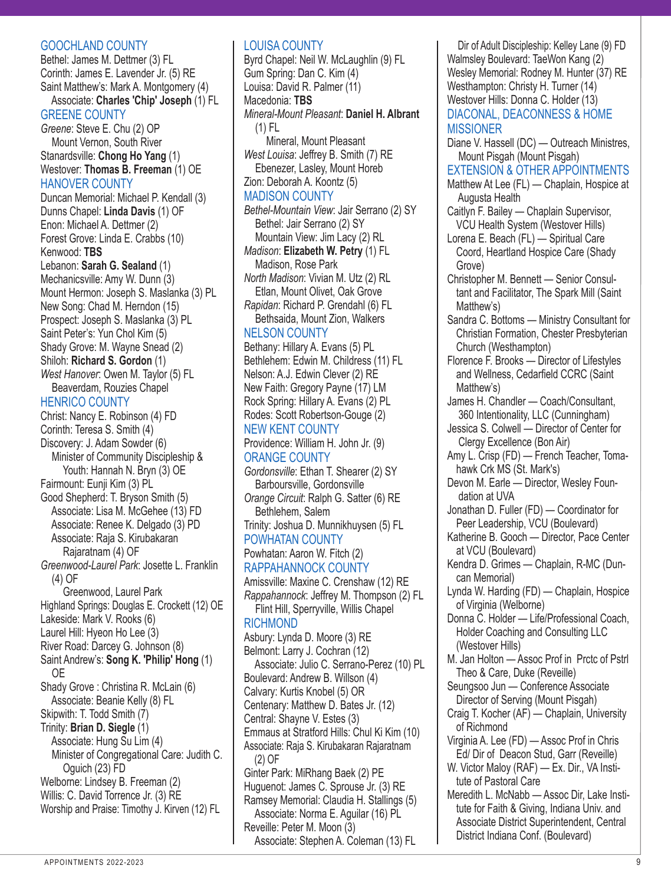## GOOCHLAND COUNTY

Bethel: James M. Dettmer (3) FL
Corinth: James E. Lavender Jr. (5) RE
Saint Matthew's: Mark A. Montgomery (4)
  Associate: **Charles 'Chip' Joseph** (1) FL

## GREENE COUNTY

*Greene*: Steve E. Chu (2) OP
  Mount Vernon, South River
Stanardsville: **Chong Ho Yang** (1)
Westover: **Thomas B. Freeman** (1) OE

## HANOVER COUNTY

Duncan Memorial: Michael P. Kendall (3)
Dunns Chapel: **Linda Davis** (1) OF
Enon: Michael A. Dettmer (2)
Forest Grove: Linda E. Crabbs (10)
Kenwood: **TBS**
Lebanon: **Sarah G. Sealand** (1)
Mechanicsville: Amy W. Dunn (3)
Mount Hermon: Joseph S. Maslanka (3) PL
New Song: Chad M. Herndon (15)
Prospect: Joseph S. Maslanka (3) PL
Saint Peter's: Yun Chol Kim (5)
Shady Grove: M. Wayne Snead (2)
Shiloh: **Richard S. Gordon** (1)
*West Hanover*: Owen M. Taylor (5) FL
  Beaverdam, Rouzies Chapel

## HENRICO COUNTY

Christ: Nancy E. Robinson (4) FD
Corinth: Teresa S. Smith (4)
Discovery: J. Adam Sowder (6)
  Minister of Community Discipleship & Youth: Hannah N. Bryn (3) OE
Fairmount: Eunji Kim (3) PL
Good Shepherd: T. Bryson Smith (5)
  Associate: Lisa M. McGehee (13) FD
  Associate: Renee K. Delgado (3) PD
  Associate: Raja S. Kirubakaran Rajaratnam (4) OF
*Greenwood-Laurel Park*: Josette L. Franklin (4) OF
  Greenwood, Laurel Park
Highland Springs: Douglas E. Crockett (12) OE
Lakeside: Mark V. Rooks (6)
Laurel Hill: Hyeon Ho Lee (3)
River Road: Darcey G. Johnson (8)
Saint Andrew's: **Song K. 'Philip' Hong** (1) OE
Shady Grove : Christina R. McLain (6)
  Associate: Beanie Kelly (8) FL
Skipwith: T. Todd Smith (7)
Trinity: **Brian D. Siegle** (1)
  Associate: Hung Su Lim (4)
  Minister of Congregational Care: Judith C. Oguich (23) FD
Welborne: Lindsey B. Freeman (2)
Willis: C. David Torrence Jr. (3) RE
Worship and Praise: Timothy J. Kirven (12) FL

## LOUISA COUNTY

Byrd Chapel: Neil W. McLaughlin (9) FL
Gum Spring: Dan C. Kim (4)
Louisa: David R. Palmer (11)
Macedonia: **TBS**
*Mineral-Mount Pleasant*: **Daniel H. Albrant** (1) FL
  Mineral, Mount Pleasant
*West Louisa*: Jeffrey B. Smith (7) RE
  Ebenezer, Lasley, Mount Horeb
Zion: Deborah A. Koontz (5)

## MADISON COUNTY

*Bethel-Mountain View*: Jair Serrano (2) SY
  Bethel: Jair Serrano (2) SY
  Mountain View: Jim Lacy (2) RL
*Madison*: **Elizabeth W. Petry** (1) FL
  Madison, Rose Park
*North Madison*: Vivian M. Utz (2) RL
  Etlan, Mount Olivet, Oak Grove
*Rapidan*: Richard P. Grendahl (6) FL
  Bethsaida, Mount Zion, Walkers

## NELSON COUNTY

Bethany: Hillary A. Evans (5) PL
Bethlehem: Edwin M. Childress (11) FL
Nelson: A.J. Edwin Clever (2) RE
New Faith: Gregory Payne (17) LM
Rock Spring: Hillary A. Evans (2) PL
Rodes: Scott Robertson-Gouge (2)

## NEW KENT COUNTY

Providence: William H. John Jr. (9)

## ORANGE COUNTY

*Gordonsville*: Ethan T. Shearer (2) SY
  Barboursville, Gordonsville
*Orange Circuit*: Ralph G. Satter (6) RE
  Bethlehem, Salem
Trinity: Joshua D. Munnikhuysen (5) FL

## POWHATAN COUNTY

Powhatan: Aaron W. Fitch (2)

## RAPPAHANNOCK COUNTY

Amissville: Maxine C. Crenshaw (12) RE
*Rappahannock*: Jeffrey M. Thompson (2) FL
  Flint Hill, Sperryville, Willis Chapel

## RICHMOND

Asbury: Lynda D. Moore (3) RE
Belmont: Larry J. Cochran (12)
  Associate: Julio C. Serrano-Perez (10) PL
Boulevard: Andrew B. Willson (4)
Calvary: Kurtis Knobel (5) OR
Centenary: Matthew D. Bates Jr. (12)
Central: Shayne V. Estes (3)
Emmaus at Stratford Hills: Chul Ki Kim (10)
Associate: Raja S. Kirubakaran Rajaratnam (2) OF
Ginter Park: MiRhang Baek (2) PE
Huguenot: James C. Sprouse Jr. (3) RE
Ramsey Memorial: Claudia H. Stallings (5)
  Associate: Norma E. Aguilar (16) PL
Reveille: Peter M. Moon (3)
  Associate: Stephen A. Coleman (13) FL
  Dir of Adult Discipleship: Kelley Lane (9) FD
Walmsley Boulevard: TaeWon Kang (2)
Wesley Memorial: Rodney M. Hunter (37) RE
Westhampton: Christy H. Turner (14)
Westover Hills: Donna C. Holder (13)

## DIACONAL, DEACONESS & HOME MISSIONER

Diane V. Hassell (DC) — Outreach Ministres, Mount Pisgah (Mount Pisgah)

## EXTENSION & OTHER APPOINTMENTS

Matthew At Lee (FL) — Chaplain, Hospice at Augusta Health
Caitlyn F. Bailey — Chaplain Supervisor, VCU Health System (Westover Hills)
Lorena E. Beach (FL) — Spiritual Care Coord, Heartland Hospice Care (Shady Grove)
Christopher M. Bennett — Senior Consultant and Facilitator, The Spark Mill (Saint Matthew's)
Sandra C. Bottoms — Ministry Consultant for Christian Formation, Chester Presbyterian Church (Westhampton)
Florence F. Brooks — Director of Lifestyles and Wellness, Cedarfield CCRC (Saint Matthew's)
James H. Chandler — Coach/Consultant, 360 Intentionality, LLC (Cunningham)
Jessica S. Colwell — Director of Center for Clergy Excellence (Bon Air)
Amy L. Crisp (FD) — French Teacher, Tomahawk Crk MS (St. Mark's)
Devon M. Earle — Director, Wesley Foundation at UVA
Jonathan D. Fuller (FD) — Coordinator for Peer Leadership, VCU (Boulevard)
Katherine B. Gooch — Director, Pace Center at VCU (Boulevard)
Kendra D. Grimes — Chaplain, R-MC (Duncan Memorial)
Lynda W. Harding (FD) — Chaplain, Hospice of Virginia (Welborne)
Donna C. Holder — Life/Professional Coach, Holder Coaching and Consulting LLC (Westover Hills)
M. Jan Holton — Assoc Prof in Prctc of Pstrl Theo & Care, Duke (Reveille)
Seungsoo Jun — Conference Associate Director of Serving (Mount Pisgah)
Craig T. Kocher (AF) — Chaplain, University of Richmond
Virginia A. Lee (FD) — Assoc Prof in Chris Ed/ Dir of Deacon Stud, Garr (Reveille)
W. Victor Maloy (RAF) — Ex. Dir., VA Institute of Pastoral Care
Meredith L. McNabb — Assoc Dir, Lake Institute for Faith & Giving, Indiana Univ. and Associate District Superintendent, Central District Indiana Conf. (Boulevard)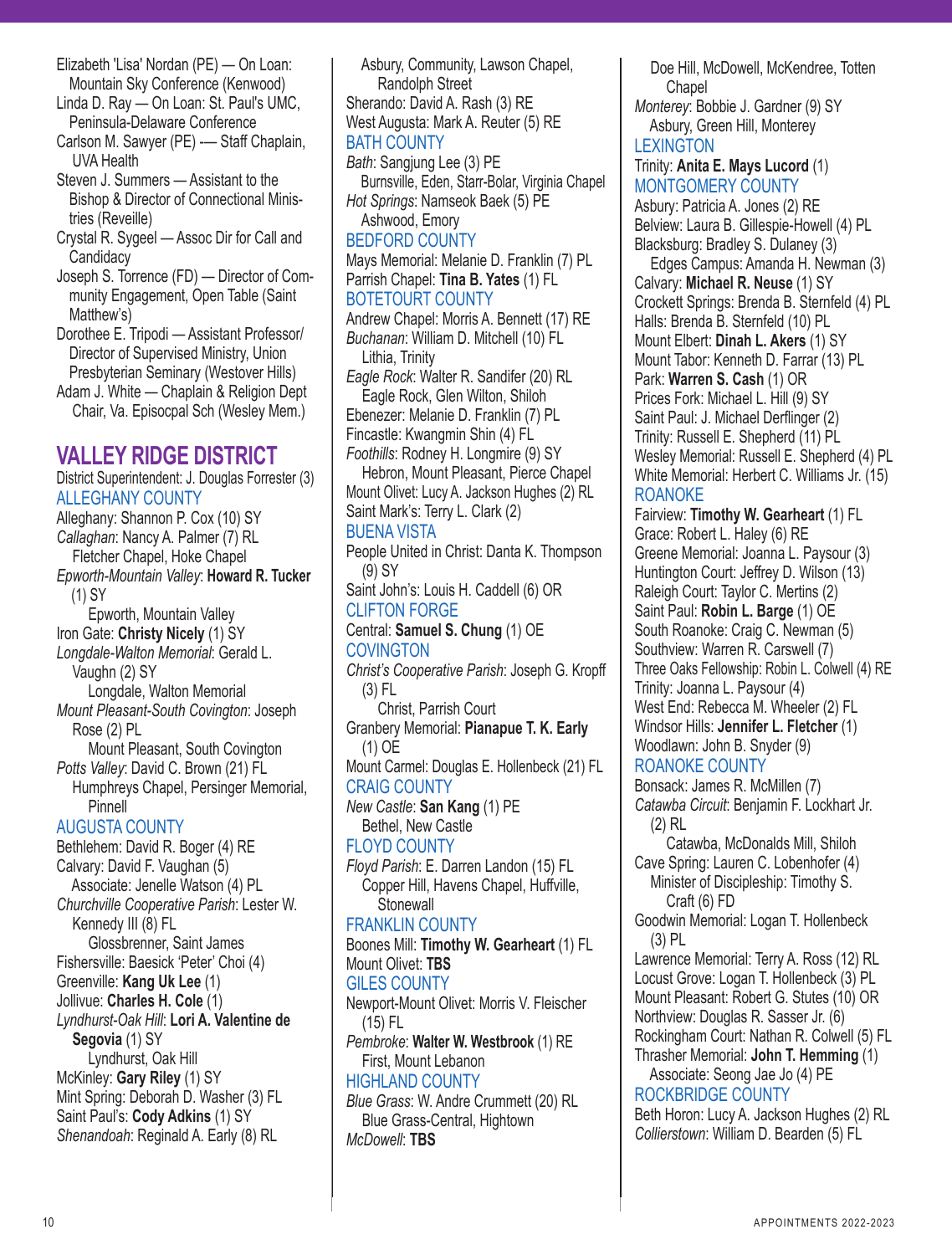Elizabeth 'Lisa' Nordan (PE) — On Loan: Mountain Sky Conference (Kenwood)
Linda D. Ray — On Loan: St. Paul's UMC, Peninsula-Delaware Conference
Carlson M. Sawyer (PE) -— Staff Chaplain, UVA Health
Steven J. Summers — Assistant to the Bishop & Director of Connectional Ministries (Reveille)
Crystal R. Sygeel — Assoc Dir for Call and Candidacy
Joseph S. Torrence (FD) — Director of Community Engagement, Open Table (Saint Matthew's)
Dorothee E. Tripodi — Assistant Professor/ Director of Supervised Ministry, Union Presbyterian Seminary (Westover Hills)
Adam J. White — Chaplain & Religion Dept Chair, Va. Episcopal Sch (Wesley Mem.)

## VALLEY RIDGE DISTRICT

District Superintendent: J. Douglas Forrester (3)

### ALLEGHANY COUNTY

Alleghany: Shannon P. Cox (10) SY
*Callaghan*: Nancy A. Palmer (7) RL
  Fletcher Chapel, Hoke Chapel
*Epworth-Mountain Valley*: **Howard R. Tucker** (1) SY
  Epworth, Mountain Valley
Iron Gate: **Christy Nicely** (1) SY
*Longdale-Walton Memorial*: Gerald L. Vaughn (2) SY
  Longdale, Walton Memorial
*Mount Pleasant-South Covington*: Joseph Rose (2) PL
  Mount Pleasant, South Covington
*Potts Valley*: David C. Brown (21) FL
  Humphreys Chapel, Persinger Memorial, Pinnell

### AUGUSTA COUNTY

Bethlehem: David R. Boger (4) RE
Calvary: David F. Vaughan (5)
  Associate: Jenelle Watson (4) PL
*Churchville Cooperative Parish*: Lester W. Kennedy III (8) FL
  Glossbrenner, Saint James
Fishersville: Baesick 'Peter' Choi (4)
Greenville: **Kang Uk Lee** (1)
Jollivue: **Charles H. Cole** (1)
*Lyndhurst-Oak Hill*: **Lori A. Valentine de Segovia** (1) SY
  Lyndhurst, Oak Hill
McKinley: **Gary Riley** (1) SY
Mint Spring: Deborah D. Washer (3) FL
Saint Paul's: **Cody Adkins** (1) SY
*Shenandoah*: Reginald A. Early (8) RL
  Asbury, Community, Lawson Chapel, Randolph Street
Sherando: David A. Rash (3) RE
West Augusta: Mark A. Reuter (5) RE

### BATH COUNTY

*Bath*: Sangjung Lee (3) PE
  Burnsville, Eden, Starr-Bolar, Virginia Chapel
*Hot Springs*: Namseok Baek (5) PE
  Ashwood, Emory

### BEDFORD COUNTY

Mays Memorial: Melanie D. Franklin (7) PL
Parrish Chapel: **Tina B. Yates** (1) FL

### BOTETOURT COUNTY

Andrew Chapel: Morris A. Bennett (17) RE
*Buchanan*: William D. Mitchell (10) FL
  Lithia, Trinity
*Eagle Rock*: Walter R. Sandifer (20) RL
  Eagle Rock, Glen Wilton, Shiloh
Ebenezer: Melanie D. Franklin (7) PL
Fincastle: Kwangmin Shin (4) FL
*Foothills*: Rodney H. Longmire (9) SY
  Hebron, Mount Pleasant, Pierce Chapel
Mount Olivet: Lucy A. Jackson Hughes (2) RL
Saint Mark's: Terry L. Clark (2)

### BUENA VISTA

People United in Christ: Danta K. Thompson (9) SY
Saint John's: Louis H. Caddell (6) OR

### CLIFTON FORGE

Central: **Samuel S. Chung** (1) OE

### COVINGTON

*Christ's Cooperative Parish*: Joseph G. Kropff (3) FL
  Christ, Parrish Court
Granbery Memorial: **Pianapue T. K. Early** (1) OE
Mount Carmel: Douglas E. Hollenbeck (21) FL

### CRAIG COUNTY

*New Castle*: **San Kang** (1) PE
  Bethel, New Castle

### FLOYD COUNTY

*Floyd Parish*: E. Darren Landon (15) FL
  Copper Hill, Havens Chapel, Huffville, Stonewall

### FRANKLIN COUNTY

Boones Mill: **Timothy W. Gearheart** (1) FL
Mount Olivet: **TBS**

### GILES COUNTY

Newport-Mount Olivet: Morris V. Fleischer (15) FL
*Pembroke*: **Walter W. Westbrook** (1) RE
  First, Mount Lebanon

### HIGHLAND COUNTY

*Blue Grass*: W. Andre Crummett (20) RL
  Blue Grass-Central, Hightown
*McDowell*: **TBS**
  Doe Hill, McDowell, McKendree, Totten Chapel
*Monterey*: Bobbie J. Gardner (9) SY
  Asbury, Green Hill, Monterey

### LEXINGTON

Trinity: **Anita E. Mays Lucord** (1)

### MONTGOMERY COUNTY

Asbury: Patricia A. Jones (2) RE
Belview: Laura B. Gillespie-Howell (4) PL
Blacksburg: Bradley S. Dulaney (3)
  Edges Campus: Amanda H. Newman (3)
Calvary: **Michael R. Neuse** (1) SY
Crockett Springs: Brenda B. Sternfeld (4) PL
Halls: Brenda B. Sternfeld (10) PL
Mount Elbert: **Dinah L. Akers** (1) SY
Mount Tabor: Kenneth D. Farrar (13) PL
Park: **Warren S. Cash** (1) OR
Prices Fork: Michael L. Hill (9) SY
Saint Paul: J. Michael Derflinger (2)
Trinity: Russell E. Shepherd (11) PL
Wesley Memorial: Russell E. Shepherd (4) PL
White Memorial: Herbert C. Williams Jr. (15)

### ROANOKE

Fairview: **Timothy W. Gearheart** (1) FL
Grace: Robert L. Haley (6) RE
Greene Memorial: Joanna L. Paysour (3)
Huntington Court: Jeffrey D. Wilson (13)
Raleigh Court: Taylor C. Mertins (2)
Saint Paul: **Robin L. Barge** (1) OE
South Roanoke: Craig C. Newman (5)
Southview: Warren R. Carswell (7)
Three Oaks Fellowship: Robin L. Colwell (4) RE
Trinity: Joanna L. Paysour (4)
West End: Rebecca M. Wheeler (2) FL
Windsor Hills: **Jennifer L. Fletcher** (1)
Woodlawn: John B. Snyder (9)

### ROANOKE COUNTY

Bonsack: James R. McMillen (7)
*Catawba Circuit*: Benjamin F. Lockhart Jr. (2) RL
  Catawba, McDonalds Mill, Shiloh
Cave Spring: Lauren C. Lobenhofer (4)
  Minister of Discipleship: Timothy S. Craft (6) FD
Goodwin Memorial: Logan T. Hollenbeck (3) PL
Lawrence Memorial: Terry A. Ross (12) RL
Locust Grove: Logan T. Hollenbeck (3) PL
Mount Pleasant: Robert G. Stutes (10) OR
Northview: Douglas R. Sasser Jr. (6)
Rockingham Court: Nathan R. Colwell (5) FL
Thrasher Memorial: **John T. Hemming** (1)
  Associate: Seong Jae Jo (4) PE

### ROCKBRIDGE COUNTY

Beth Horon: Lucy A. Jackson Hughes (2) RL
*Collierstown*: William D. Bearden (5) FL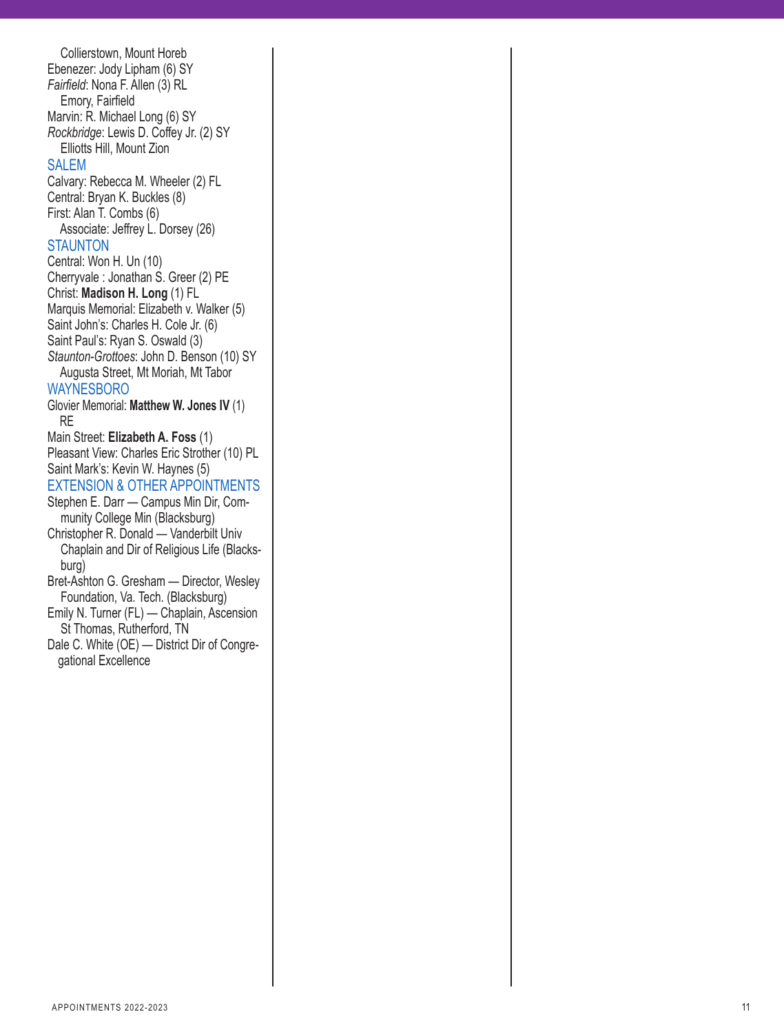Collierstown, Mount Horeb
Ebenezer: Jody Lipham (6) SY
*Fairfield*: Nona F. Allen (3) RL
Emory, Fairfield
Marvin: R. Michael Long (6) SY
*Rockbridge*: Lewis D. Coffey Jr. (2) SY
Elliotts Hill, Mount Zion

## SALEM

Calvary: Rebecca M. Wheeler (2) FL
Central: Bryan K. Buckles (8)
First: Alan T. Combs (6)
Associate: Jeffrey L. Dorsey (26)

## STAUNTON

Central: Won H. Un (10)
Cherryvale : Jonathan S. Greer (2) PE
Christ: **Madison H. Long** (1) FL
Marquis Memorial: Elizabeth v. Walker (5)
Saint John's: Charles H. Cole Jr. (6)
Saint Paul's: Ryan S. Oswald (3)
*Staunton-Grottoes*: John D. Benson (10) SY
Augusta Street, Mt Moriah, Mt Tabor

## WAYNESBORO

Glovier Memorial: **Matthew W. Jones IV** (1) RE
Main Street: **Elizabeth A. Foss** (1)
Pleasant View: Charles Eric Strother (10) PL
Saint Mark's: Kevin W. Haynes (5)

## EXTENSION & OTHER APPOINTMENTS

Stephen E. Darr — Campus Min Dir, Community College Min (Blacksburg)
Christopher R. Donald — Vanderbilt Univ Chaplain and Dir of Religious Life (Blacksburg)
Bret-Ashton G. Gresham — Director, Wesley Foundation, Va. Tech. (Blacksburg)
Emily N. Turner (FL) — Chaplain, Ascension St Thomas, Rutherford, TN
Dale C. White (OE) — District Dir of Congregational Excellence